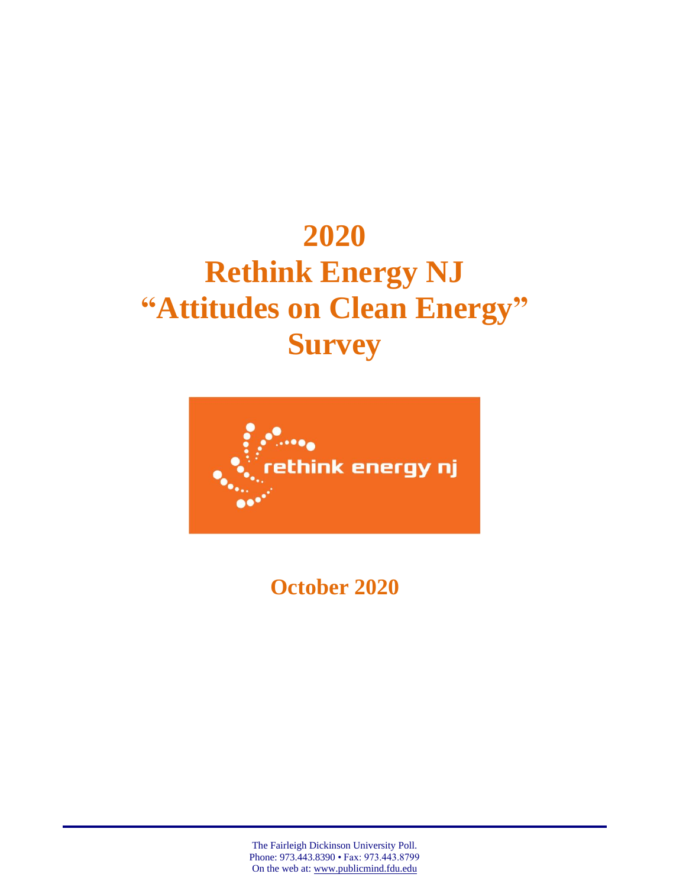# 2020
# Rethink Energy NJ
# "Attitudes on Clean Energy"
# Survey

rethink energy nj

## October 2020

The Fairleigh Dickinson University Poll.
Phone: 973.443.8390 • Fax: 973.443.8799
On the web at: www.publicmind.fdu.edu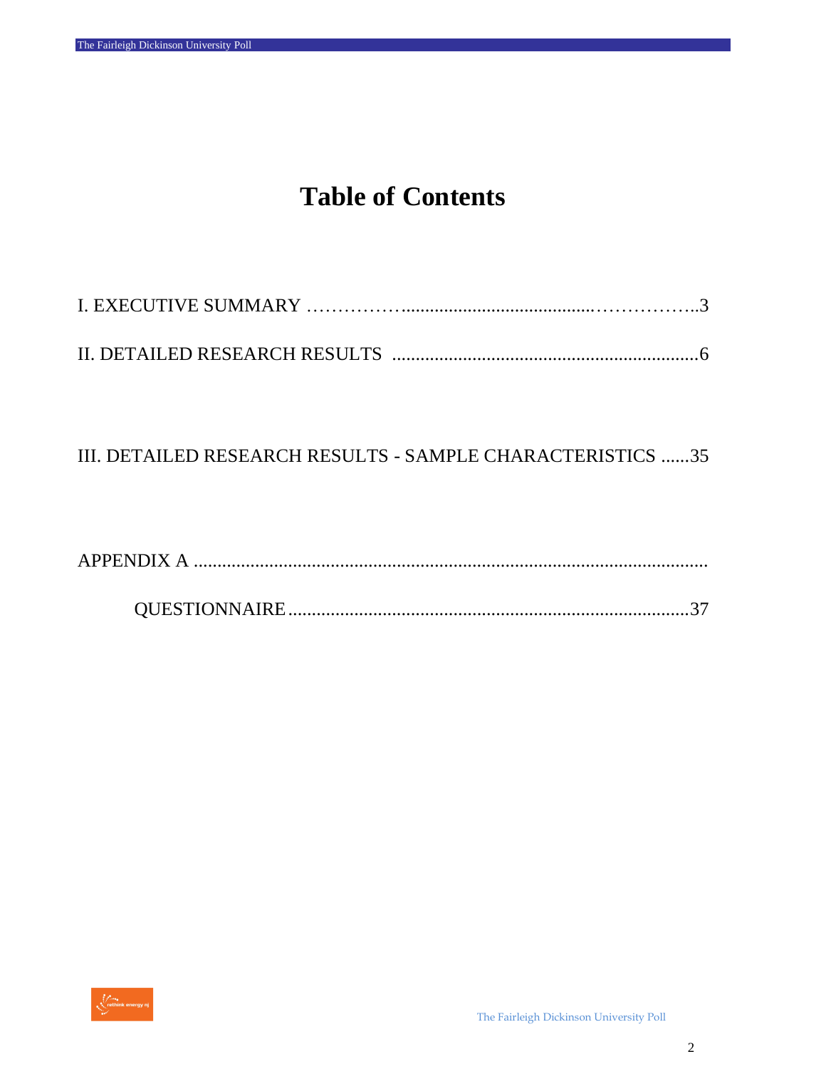# Table of Contents

I. EXECUTIVE SUMMARY …………….......................................……………..3

II. DETAILED RESEARCH RESULTS .................................................................6

III. DETAILED RESEARCH RESULTS - SAMPLE CHARACTERISTICS ......35

APPENDIX A ..........................................................................................................

QUESTIONNAIRE....................................................................................37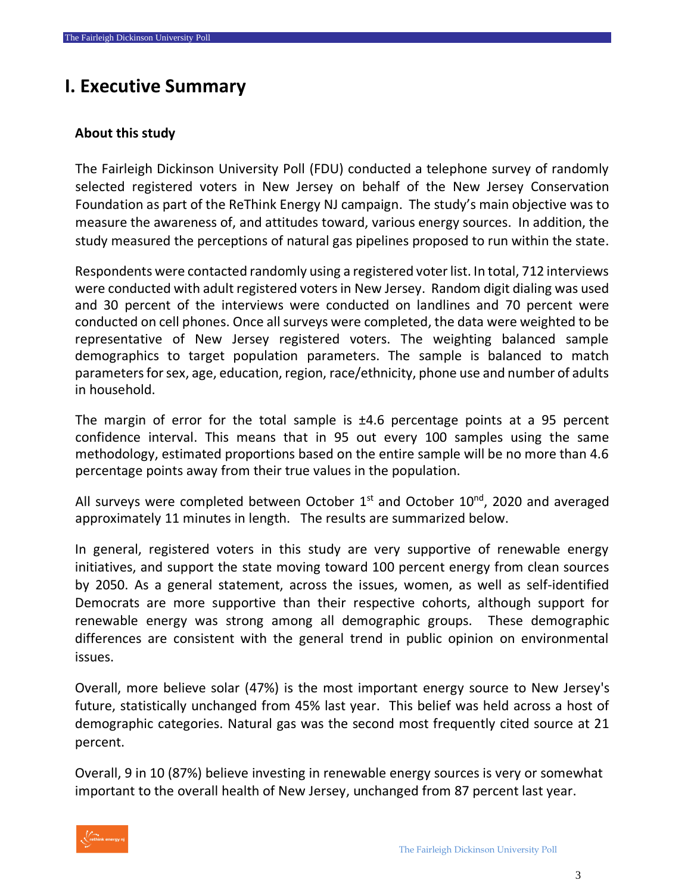# I. Executive Summary

### About this study

The Fairleigh Dickinson University Poll (FDU) conducted a telephone survey of randomly selected registered voters in New Jersey on behalf of the New Jersey Conservation Foundation as part of the ReThink Energy NJ campaign. The study's main objective was to measure the awareness of, and attitudes toward, various energy sources. In addition, the study measured the perceptions of natural gas pipelines proposed to run within the state.

Respondents were contacted randomly using a registered voter list. In total, 712 interviews were conducted with adult registered voters in New Jersey. Random digit dialing was used and 30 percent of the interviews were conducted on landlines and 70 percent were conducted on cell phones. Once all surveys were completed, the data were weighted to be representative of New Jersey registered voters. The weighting balanced sample demographics to target population parameters. The sample is balanced to match parameters for sex, age, education, region, race/ethnicity, phone use and number of adults in household.

The margin of error for the total sample is ±4.6 percentage points at a 95 percent confidence interval. This means that in 95 out every 100 samples using the same methodology, estimated proportions based on the entire sample will be no more than 4.6 percentage points away from their true values in the population.

All surveys were completed between October 1st and October 10th, 2020 and averaged approximately 11 minutes in length. The results are summarized below.

In general, registered voters in this study are very supportive of renewable energy initiatives, and support the state moving toward 100 percent energy from clean sources by 2050. As a general statement, across the issues, women, as well as self-identified Democrats are more supportive than their respective cohorts, although support for renewable energy was strong among all demographic groups. These demographic differences are consistent with the general trend in public opinion on environmental issues.

Overall, more believe solar (47%) is the most important energy source to New Jersey's future, statistically unchanged from 45% last year. This belief was held across a host of demographic categories. Natural gas was the second most frequently cited source at 21 percent.

Overall, 9 in 10 (87%) believe investing in renewable energy sources is very or somewhat important to the overall health of New Jersey, unchanged from 87 percent last year.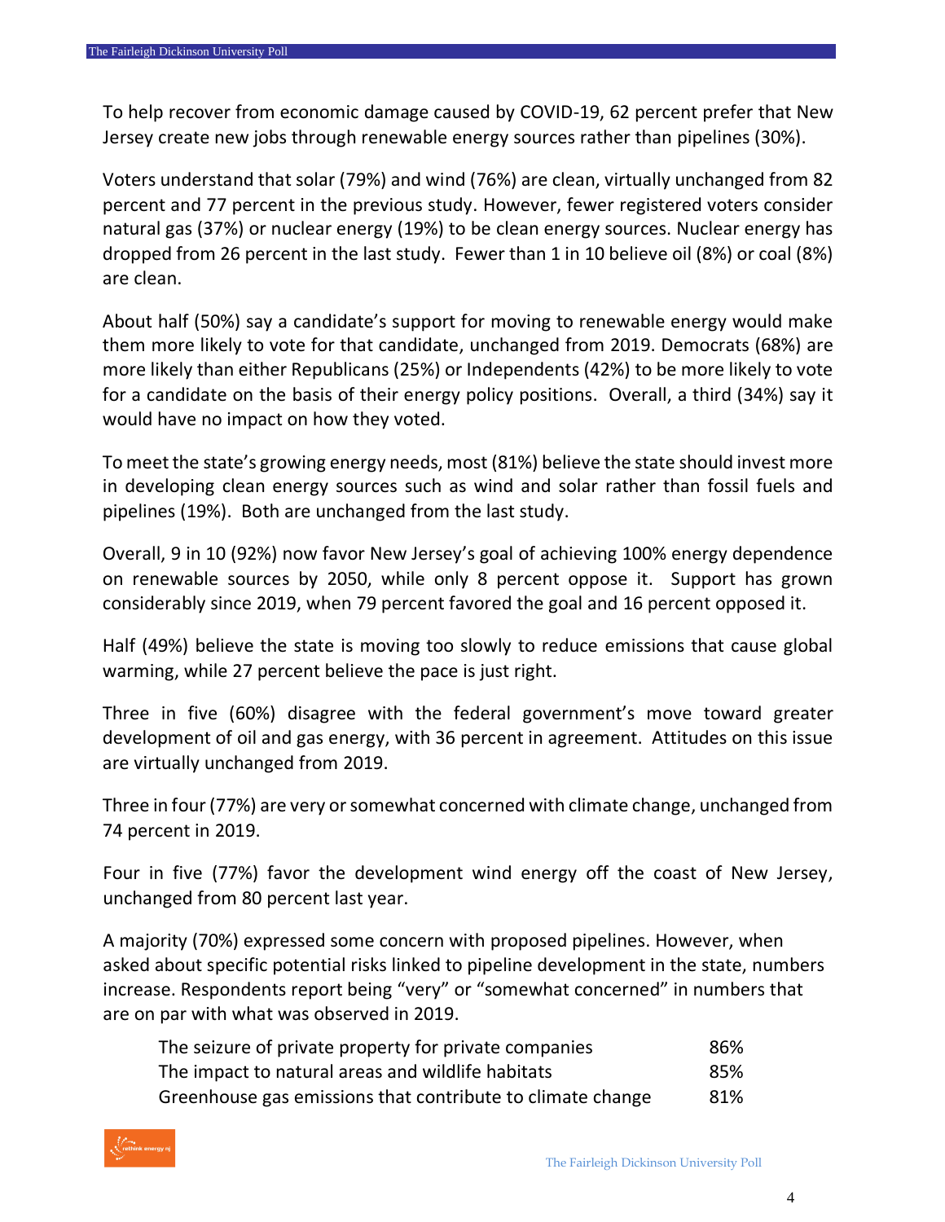To help recover from economic damage caused by COVID-19, 62 percent prefer that New Jersey create new jobs through renewable energy sources rather than pipelines (30%).

Voters understand that solar (79%) and wind (76%) are clean, virtually unchanged from 82 percent and 77 percent in the previous study. However, fewer registered voters consider natural gas (37%) or nuclear energy (19%) to be clean energy sources. Nuclear energy has dropped from 26 percent in the last study. Fewer than 1 in 10 believe oil (8%) or coal (8%) are clean.

About half (50%) say a candidate's support for moving to renewable energy would make them more likely to vote for that candidate, unchanged from 2019. Democrats (68%) are more likely than either Republicans (25%) or Independents (42%) to be more likely to vote for a candidate on the basis of their energy policy positions. Overall, a third (34%) say it would have no impact on how they voted.

To meet the state's growing energy needs, most (81%) believe the state should invest more in developing clean energy sources such as wind and solar rather than fossil fuels and pipelines (19%). Both are unchanged from the last study.

Overall, 9 in 10 (92%) now favor New Jersey's goal of achieving 100% energy dependence on renewable sources by 2050, while only 8 percent oppose it. Support has grown considerably since 2019, when 79 percent favored the goal and 16 percent opposed it.

Half (49%) believe the state is moving too slowly to reduce emissions that cause global warming, while 27 percent believe the pace is just right.

Three in five (60%) disagree with the federal government's move toward greater development of oil and gas energy, with 36 percent in agreement. Attitudes on this issue are virtually unchanged from 2019.

Three in four (77%) are very or somewhat concerned with climate change, unchanged from 74 percent in 2019.

Four in five (77%) favor the development wind energy off the coast of New Jersey, unchanged from 80 percent last year.

A majority (70%) expressed some concern with proposed pipelines. However, when asked about specific potential risks linked to pipeline development in the state, numbers increase. Respondents report being "very" or "somewhat concerned" in numbers that are on par with what was observed in 2019.

| | |
|---|---|
| The seizure of private property for private companies | 86% |
| The impact to natural areas and wildlife habitats | 85% |
| Greenhouse gas emissions that contribute to climate change | 81% |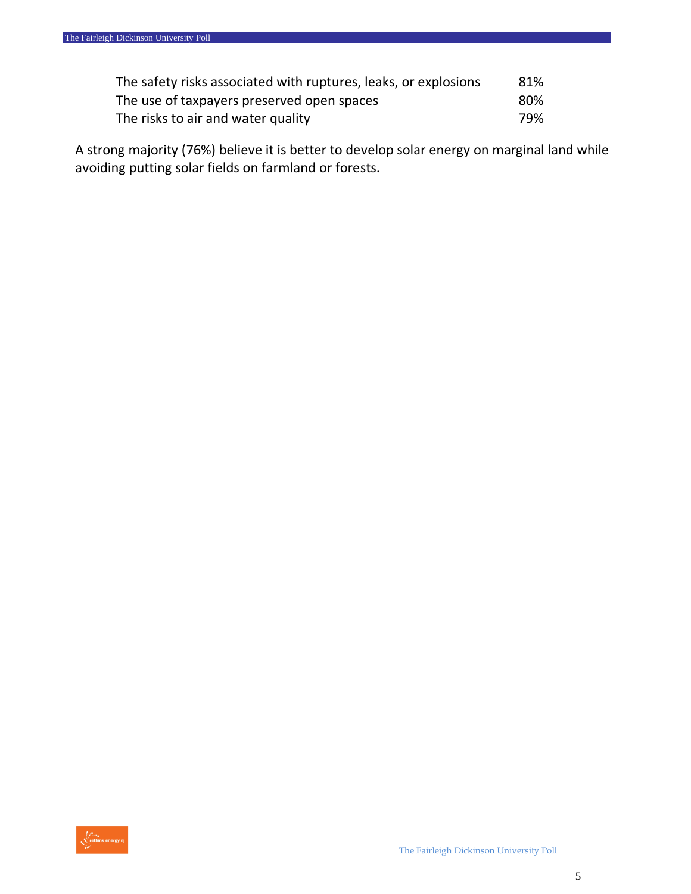| | |
|---|---|
| The safety risks associated with ruptures, leaks, or explosions | 81% |
| The use of taxpayers preserved open spaces | 80% |
| The risks to air and water quality | 79% |

A strong majority (76%) believe it is better to develop solar energy on marginal land while avoiding putting solar fields on farmland or forests.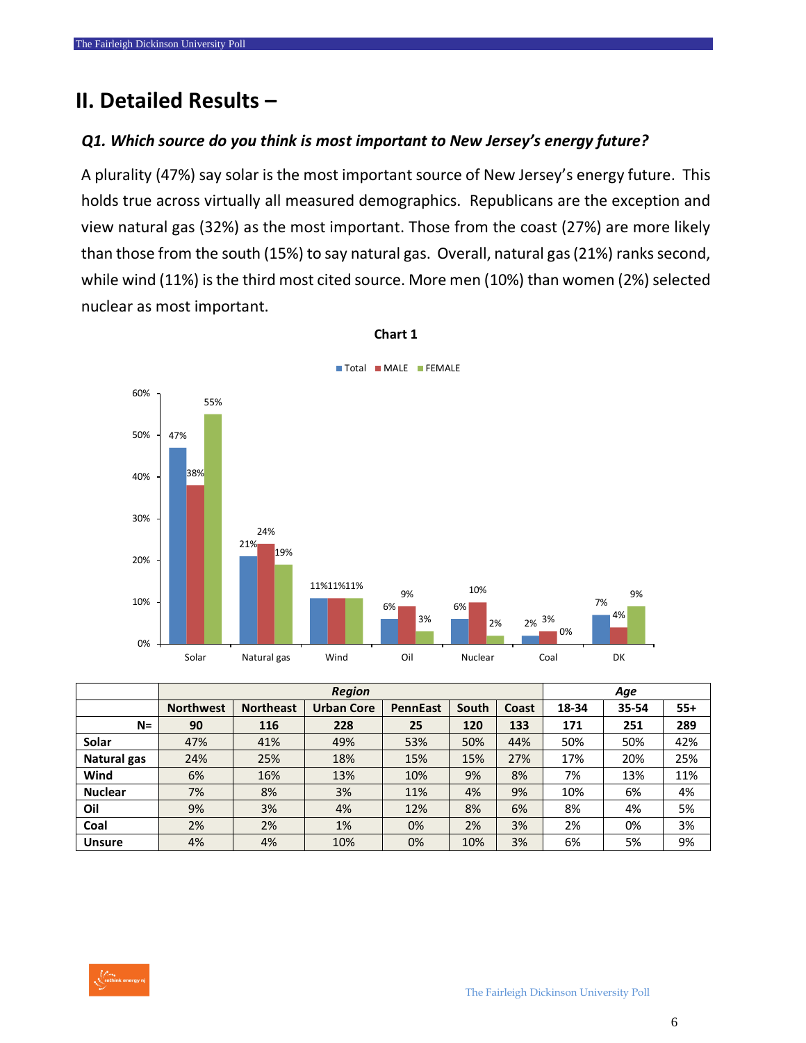## II. Detailed Results –

### *Q1. Which source do you think is most important to New Jersey's energy future?*

A plurality (47%) say solar is the most important source of New Jersey's energy future. This holds true across virtually all measured demographics. Republicans are the exception and view natural gas (32%) as the most important. Those from the coast (27%) are more likely than those from the south (15%) to say natural gas. Overall, natural gas (21%) ranks second, while wind (11%) is the third most cited source. More men (10%) than women (2%) selected nuclear as most important.

**Chart 1**

| | Total | MALE | FEMALE |
|---|---|---|---|
| Solar | 47% | 38% | 55% |
| Natural gas | 21% | 24% | 19% |
| Wind | 11% | 11% | 11% |
| Oil | 6% | 9% | 3% |
| Nuclear | 6% | 10% | 2% |
| Coal | 2% | 3% | 0% |
| DK | 7% | 4% | 9% |

| | Region | | | | | | Age | | |
|---|---|---|---|---|---|---|---|---|---|
| | Northwest | Northeast | Urban Core | PennEast | South | Coast | 18-34 | 35-54 | 55+ |
| N= | 90 | 116 | 228 | 25 | 120 | 133 | 171 | 251 | 289 |
| Solar | 47% | 41% | 49% | 53% | 50% | 44% | 50% | 50% | 42% |
| Natural gas | 24% | 25% | 18% | 15% | 15% | 27% | 17% | 20% | 25% |
| Wind | 6% | 16% | 13% | 10% | 9% | 8% | 7% | 13% | 11% |
| Nuclear | 7% | 8% | 3% | 11% | 4% | 9% | 10% | 6% | 4% |
| Oil | 9% | 3% | 4% | 12% | 8% | 6% | 8% | 4% | 5% |
| Coal | 2% | 2% | 1% | 0% | 2% | 3% | 2% | 0% | 3% |
| Unsure | 4% | 4% | 10% | 0% | 10% | 3% | 6% | 5% | 9% |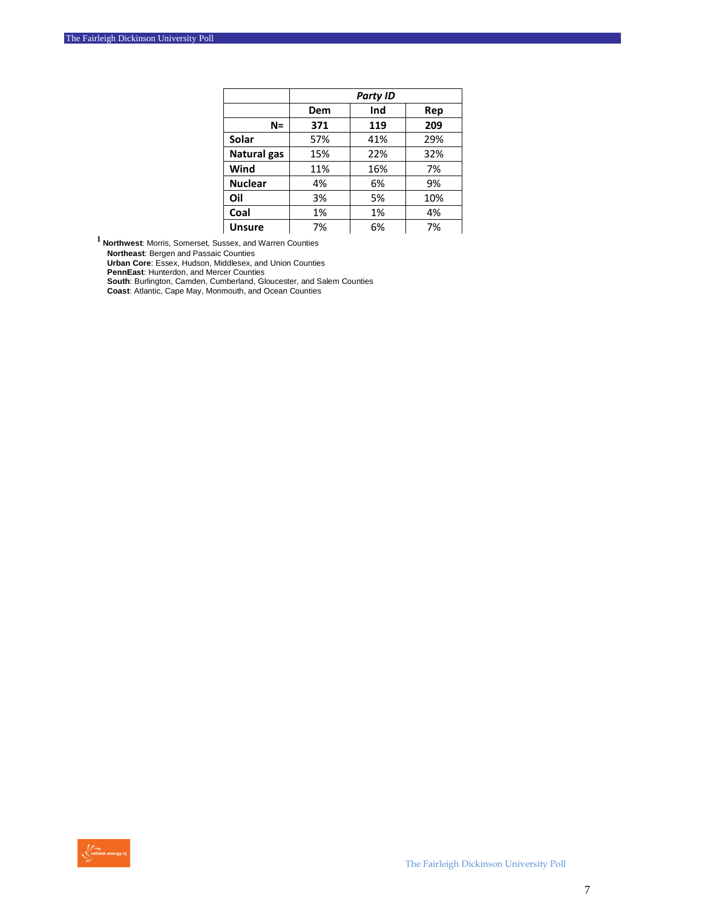| | Party ID | | |
|---|---|---|---|
| | Dem | Ind | Rep |
| **N=** | **371** | **119** | **209** |
| **Solar** | 57% | 41% | 29% |
| **Natural gas** | 15% | 22% | 32% |
| **Wind** | 11% | 16% | 7% |
| **Nuclear** | 4% | 6% | 9% |
| **Oil** | 3% | 5% | 10% |
| **Coal** | 1% | 1% | 4% |
| **Unsure** | 7% | 6% | 7% |

[1] **Northwest**: Morris, Somerset, Sussex, and Warren Counties
**Northeast**: Bergen and Passaic Counties
**Urban Core**: Essex, Hudson, Middlesex, and Union Counties
**PennEast**: Hunterdon, and Mercer Counties
**South**: Burlington, Camden, Cumberland, Gloucester, and Salem Counties
**Coast**: Atlantic, Cape May, Monmouth, and Ocean Counties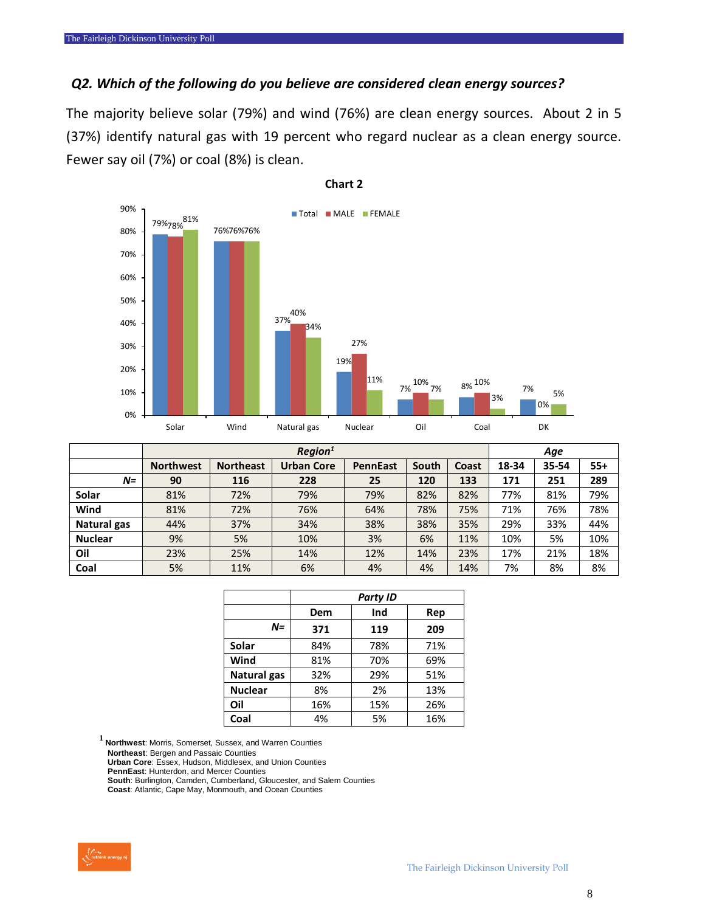## *Q2. Which of the following do you believe are considered clean energy sources?*

The majority believe solar (79%) and wind (76%) are clean energy sources. About 2 in 5 (37%) identify natural gas with 19 percent who regard nuclear as a clean energy source. Fewer say oil (7%) or coal (8%) is clean.

**Chart 2**

| | Total | MALE | FEMALE |
|---|---|---|---|
| Solar | 79% | 78% | 81% |
| Wind | 76% | 76% | 76% |
| Natural gas | 37% | 40% | 34% |
| Nuclear | 19% | 27% | 11% |
| Oil | 7% | 10% | 7% |
| Coal | 8% | 10% | 3% |
| DK | 7% | 0% | 5% |

| | *Region*[1] | | | | | | *Age* | | |
|---|---|---|---|---|---|---|---|---|---|
| | **Northwest** | **Northeast** | **Urban Core** | **PennEast** | **South** | **Coast** | **18-34** | **35-54** | **55+** |
| ***N=*** | **90** | **116** | **228** | **25** | **120** | **133** | **171** | **251** | **289** |
| **Solar** | 81% | 72% | 79% | 79% | 82% | 82% | 77% | 81% | 79% |
| **Wind** | 81% | 72% | 76% | 64% | 78% | 75% | 71% | 76% | 78% |
| **Natural gas** | 44% | 37% | 34% | 38% | 38% | 35% | 29% | 33% | 44% |
| **Nuclear** | 9% | 5% | 10% | 3% | 6% | 11% | 10% | 5% | 10% |
| **Oil** | 23% | 25% | 14% | 12% | 14% | 23% | 17% | 21% | 18% |
| **Coal** | 5% | 11% | 6% | 4% | 4% | 14% | 7% | 8% | 8% |

| | *Party ID* | | |
|---|---|---|---|
| | **Dem** | **Ind** | **Rep** |
| ***N=*** | **371** | **119** | **209** |
| **Solar** | 84% | 78% | 71% |
| **Wind** | 81% | 70% | 69% |
| **Natural gas** | 32% | 29% | 51% |
| **Nuclear** | 8% | 2% | 13% |
| **Oil** | 16% | 15% | 26% |
| **Coal** | 4% | 5% | 16% |

[1] **Northwest**: Morris, Somerset, Sussex, and Warren Counties
**Northeast**: Bergen and Passaic Counties
**Urban Core**: Essex, Hudson, Middlesex, and Union Counties
**PennEast**: Hunterdon, and Mercer Counties
**South**: Burlington, Camden, Cumberland, Gloucester, and Salem Counties
**Coast**: Atlantic, Cape May, Monmouth, and Ocean Counties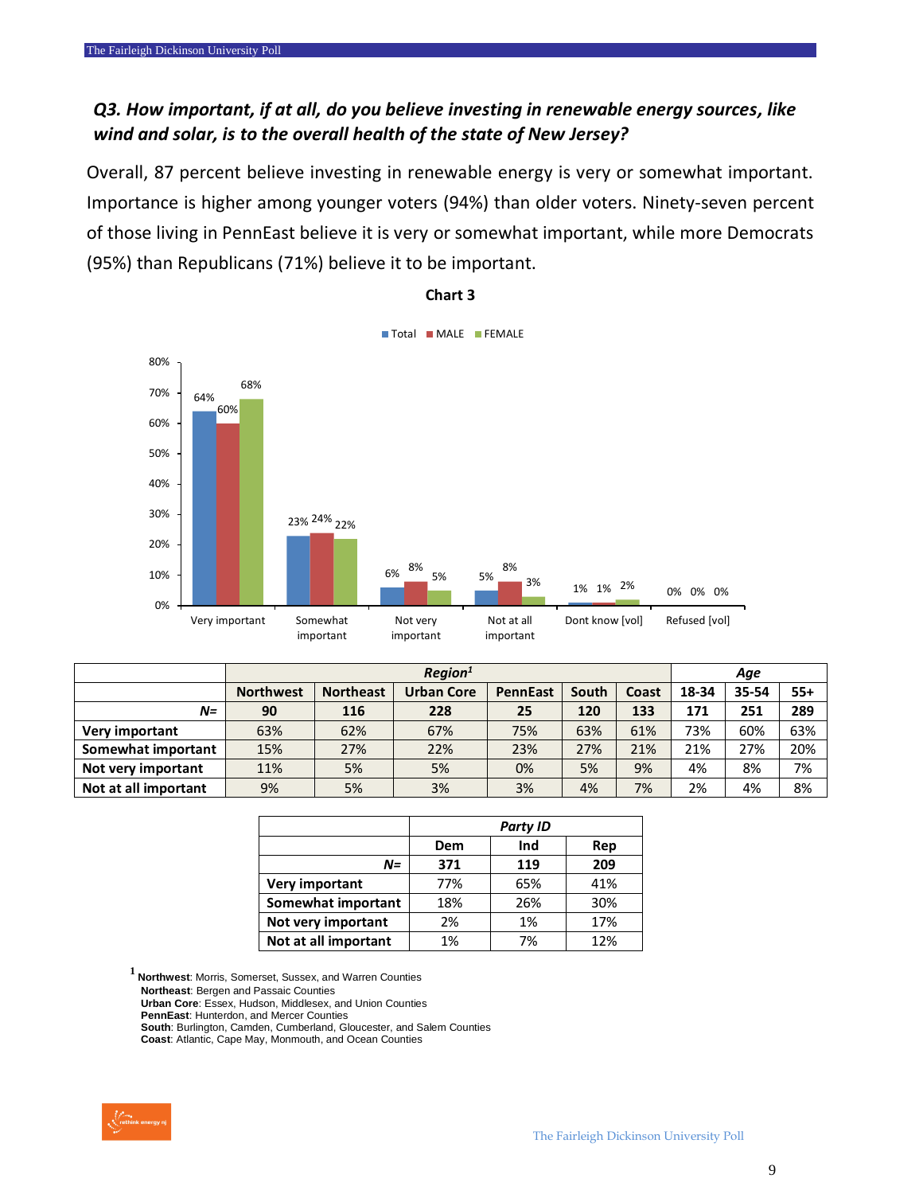## *Q3. How important, if at all, do you believe investing in renewable energy sources, like wind and solar, is to the overall health of the state of New Jersey?*

Overall, 87 percent believe investing in renewable energy is very or somewhat important. Importance is higher among younger voters (94%) than older voters. Ninety-seven percent of those living in PennEast believe it is very or somewhat important, while more Democrats (95%) than Republicans (71%) believe it to be important.

**Chart 3**

| | Total | MALE | FEMALE |
|---|---|---|---|
| Very important | 64% | 60% | 68% |
| Somewhat important | 23% | 24% | 22% |
| Not very important | 6% | 8% | 5% |
| Not at all important | 5% | 8% | 3% |
| Dont know [vol] | 1% | 1% | 2% |
| Refused [vol] | 0% | 0% | 0% |

| | Region[1] | | | | | | Age | | |
|---|---|---|---|---|---|---|---|---|---|
| | Northwest | Northeast | Urban Core | PennEast | South | Coast | 18-34 | 35-54 | 55+ |
| ***N=*** | **90** | **116** | **228** | **25** | **120** | **133** | **171** | **251** | **289** |
| **Very important** | 63% | 62% | 67% | 75% | 63% | 61% | 73% | 60% | 63% |
| **Somewhat important** | 15% | 27% | 22% | 23% | 27% | 21% | 21% | 27% | 20% |
| **Not very important** | 11% | 5% | 5% | 0% | 5% | 9% | 4% | 8% | 7% |
| **Not at all important** | 9% | 5% | 3% | 3% | 4% | 7% | 2% | 4% | 8% |

| | Party ID | | |
|---|---|---|---|
| | Dem | Ind | Rep |
| ***N=*** | **371** | **119** | **209** |
| **Very important** | 77% | 65% | 41% |
| **Somewhat important** | 18% | 26% | 30% |
| **Not very important** | 2% | 1% | 17% |
| **Not at all important** | 1% | 7% | 12% |

[1] **Northwest**: Morris, Somerset, Sussex, and Warren Counties
**Northeast**: Bergen and Passaic Counties
**Urban Core**: Essex, Hudson, Middlesex, and Union Counties
**PennEast**: Hunterdon, and Mercer Counties
**South**: Burlington, Camden, Cumberland, Gloucester, and Salem Counties
**Coast**: Atlantic, Cape May, Monmouth, and Ocean Counties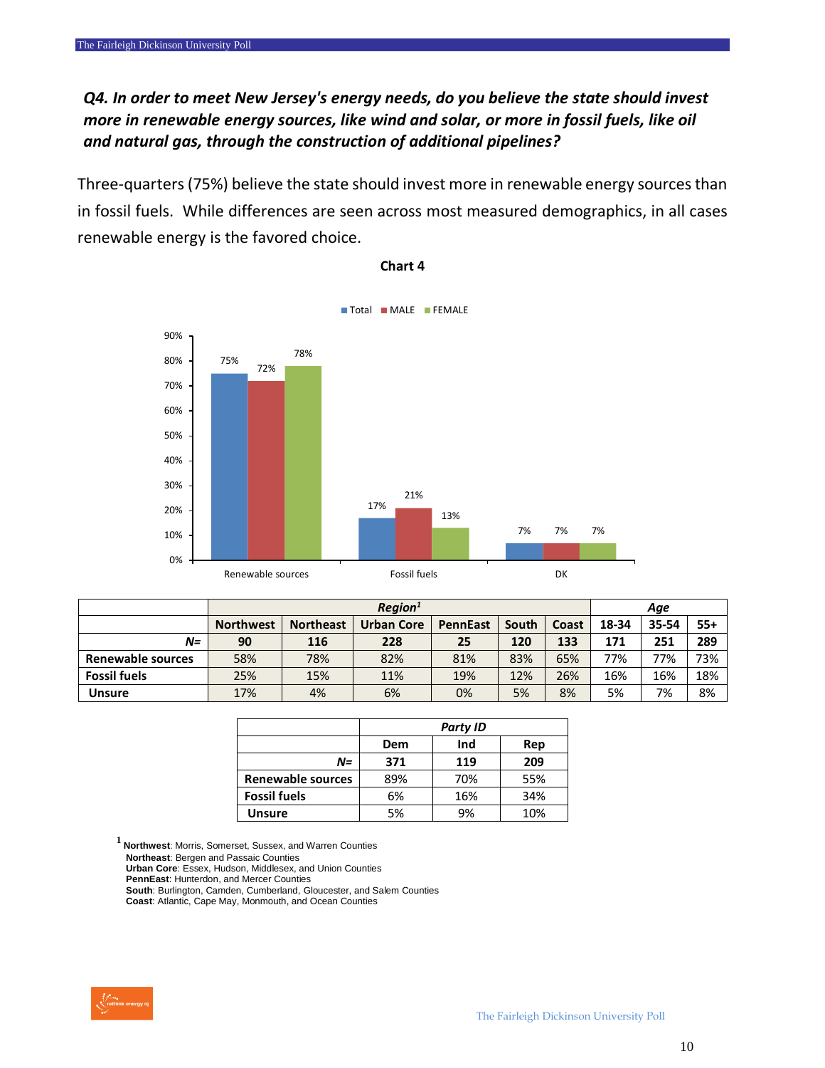### *Q4. In order to meet New Jersey's energy needs, do you believe the state should invest more in renewable energy sources, like wind and solar, or more in fossil fuels, like oil and natural gas, through the construction of additional pipelines?*

Three-quarters (75%) believe the state should invest more in renewable energy sources than in fossil fuels. While differences are seen across most measured demographics, in all cases renewable energy is the favored choice.

**Chart 4**

| | Total | MALE | FEMALE |
|---|---|---|---|
| Renewable sources | 75% | 72% | 78% |
| Fossil fuels | 17% | 21% | 13% |
| DK | 7% | 7% | 7% |

| | Region[1] | | | | | | Age | | |
|---|---|---|---|---|---|---|---|---|---|
| | Northwest | Northeast | Urban Core | PennEast | South | Coast | 18-34 | 35-54 | 55+ |
| *N=* | 90 | 116 | 228 | 25 | 120 | 133 | 171 | 251 | 289 |
| Renewable sources | 58% | 78% | 82% | 81% | 83% | 65% | 77% | 77% | 73% |
| Fossil fuels | 25% | 15% | 11% | 19% | 12% | 26% | 16% | 16% | 18% |
| Unsure | 17% | 4% | 6% | 0% | 5% | 8% | 5% | 7% | 8% |

| | Party ID | | |
|---|---|---|---|
| | Dem | Ind | Rep |
| *N=* | 371 | 119 | 209 |
| Renewable sources | 89% | 70% | 55% |
| Fossil fuels | 6% | 16% | 34% |
| Unsure | 5% | 9% | 10% |

[1] **Northwest**: Morris, Somerset, Sussex, and Warren Counties
**Northeast**: Bergen and Passaic Counties
**Urban Core**: Essex, Hudson, Middlesex, and Union Counties
**PennEast**: Hunterdon, and Mercer Counties
**South**: Burlington, Camden, Cumberland, Gloucester, and Salem Counties
**Coast**: Atlantic, Cape May, Monmouth, and Ocean Counties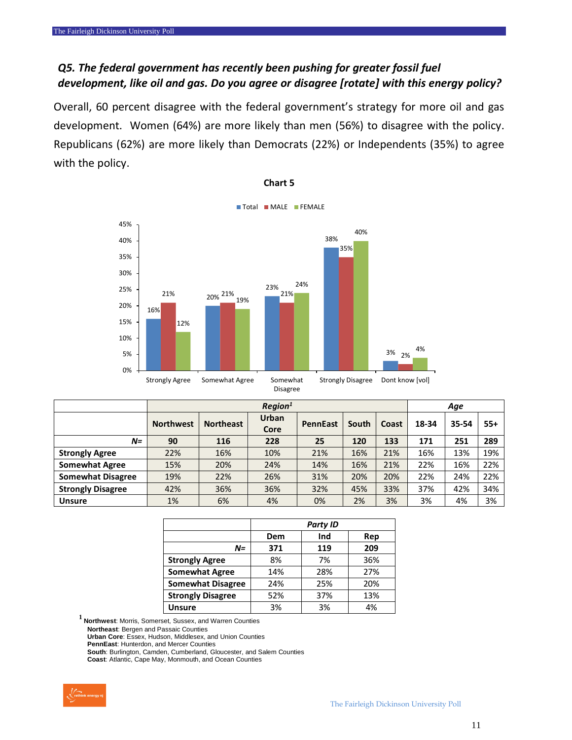### *Q5. The federal government has recently been pushing for greater fossil fuel development, like oil and gas. Do you agree or disagree [rotate] with this energy policy?*

Overall, 60 percent disagree with the federal government's strategy for more oil and gas development. Women (64%) are more likely than men (56%) to disagree with the policy. Republicans (62%) are more likely than Democrats (22%) or Independents (35%) to agree with the policy.

**Chart 5**

| | Total | MALE | FEMALE |
|---|---|---|---|
| Strongly Agree | 16% | 21% | 12% |
| Somewhat Agree | 20% | 21% | 19% |
| Somewhat Disagree | 23% | 21% | 24% |
| Strongly Disagree | 38% | 35% | 40% |
| Dont know [vol] | 3% | 2% | 4% |

| | *Region*[1] | | | | | | *Age* | | |
|---|---|---|---|---|---|---|---|---|---|
| | **Northwest** | **Northeast** | **Urban Core** | **PennEast** | **South** | **Coast** | **18-34** | **35-54** | **55+** |
| ***N=*** | **90** | **116** | **228** | **25** | **120** | **133** | **171** | **251** | **289** |
| **Strongly Agree** | 22% | 16% | 10% | 21% | 16% | 21% | 16% | 13% | 19% |
| **Somewhat Agree** | 15% | 20% | 24% | 14% | 16% | 21% | 22% | 16% | 22% |
| **Somewhat Disagree** | 19% | 22% | 26% | 31% | 20% | 20% | 22% | 24% | 22% |
| **Strongly Disagree** | 42% | 36% | 36% | 32% | 45% | 33% | 37% | 42% | 34% |
| **Unsure** | 1% | 6% | 4% | 0% | 2% | 3% | 3% | 4% | 3% |

| | *Party ID* | | |
|---|---|---|---|
| | **Dem** | **Ind** | **Rep** |
| ***N=*** | **371** | **119** | **209** |
| **Strongly Agree** | 8% | 7% | 36% |
| **Somewhat Agree** | 14% | 28% | 27% |
| **Somewhat Disagree** | 24% | 25% | 20% |
| **Strongly Disagree** | 52% | 37% | 13% |
| **Unsure** | 3% | 3% | 4% |

[1] **Northwest**: Morris, Somerset, Sussex, and Warren Counties
**Northeast**: Bergen and Passaic Counties
**Urban Core**: Essex, Hudson, Middlesex, and Union Counties
**PennEast**: Hunterdon, and Mercer Counties
**South**: Burlington, Camden, Cumberland, Gloucester, and Salem Counties
**Coast**: Atlantic, Cape May, Monmouth, and Ocean Counties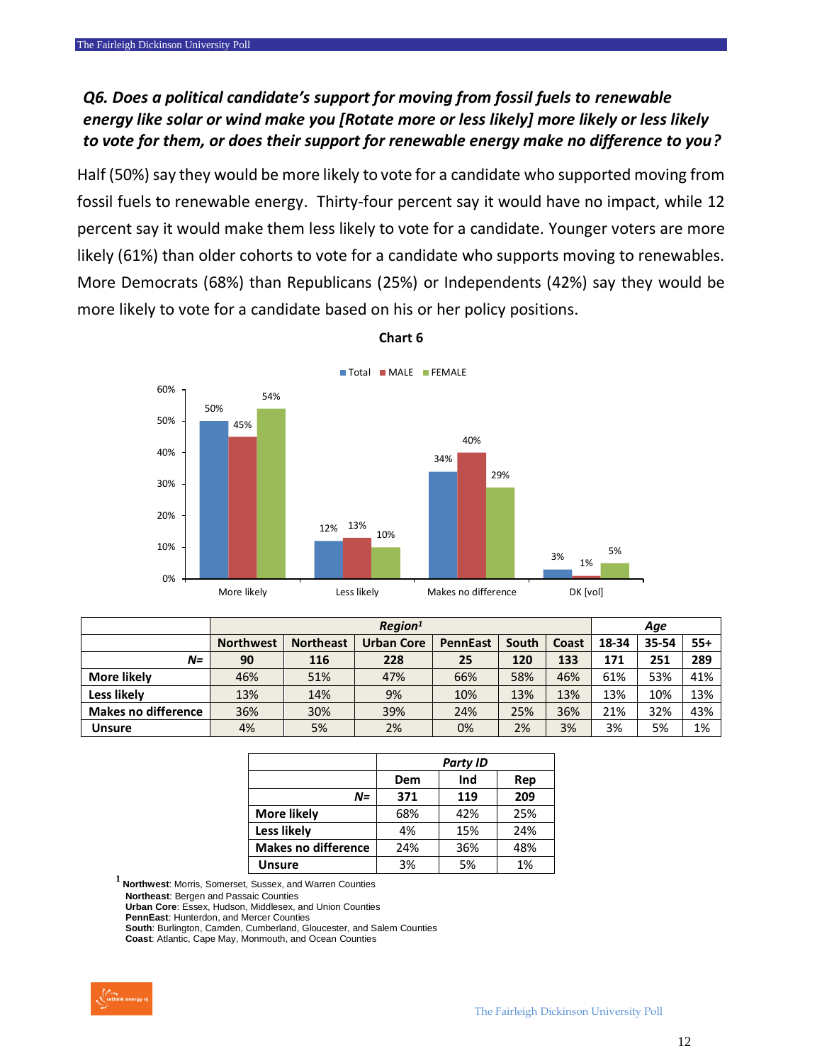### *Q6. Does a political candidate's support for moving from fossil fuels to renewable energy like solar or wind make you [Rotate more or less likely] more likely or less likely to vote for them, or does their support for renewable energy make no difference to you?*

Half (50%) say they would be more likely to vote for a candidate who supported moving from fossil fuels to renewable energy. Thirty-four percent say it would have no impact, while 12 percent say it would make them less likely to vote for a candidate. Younger voters are more likely (61%) than older cohorts to vote for a candidate who supports moving to renewables. More Democrats (68%) than Republicans (25%) or Independents (42%) say they would be more likely to vote for a candidate based on his or her policy positions.

**Chart 6**

| | Total | MALE | FEMALE |
|---|---|---|---|
| More likely | 50% | 45% | 54% |
| Less likely | 12% | 13% | 10% |
| Makes no difference | 34% | 40% | 29% |
| DK [vol] | 3% | 1% | 5% |

| | Region[1] | | | | | | Age | | |
|---|---|---|---|---|---|---|---|---|---|
| | **Northwest** | **Northeast** | **Urban Core** | **PennEast** | **South** | **Coast** | **18-34** | **35-54** | **55+** |
| ***N=*** | **90** | **116** | **228** | **25** | **120** | **133** | **171** | **251** | **289** |
| **More likely** | 46% | 51% | 47% | 66% | 58% | 46% | 61% | 53% | 41% |
| **Less likely** | 13% | 14% | 9% | 10% | 13% | 13% | 13% | 10% | 13% |
| **Makes no difference** | 36% | 30% | 39% | 24% | 25% | 36% | 21% | 32% | 43% |
| **Unsure** | 4% | 5% | 2% | 0% | 2% | 3% | 3% | 5% | 1% |

| | Party ID | | |
|---|---|---|---|
| | **Dem** | **Ind** | **Rep** |
| ***N=*** | **371** | **119** | **209** |
| **More likely** | 68% | 42% | 25% |
| **Less likely** | 4% | 15% | 24% |
| **Makes no difference** | 24% | 36% | 48% |
| **Unsure** | 3% | 5% | 1% |

[1] **Northwest**: Morris, Somerset, Sussex, and Warren Counties
**Northeast**: Bergen and Passaic Counties
**Urban Core**: Essex, Hudson, Middlesex, and Union Counties
**PennEast**: Hunterdon, and Mercer Counties
**South**: Burlington, Camden, Cumberland, Gloucester, and Salem Counties
**Coast**: Atlantic, Cape May, Monmouth, and Ocean Counties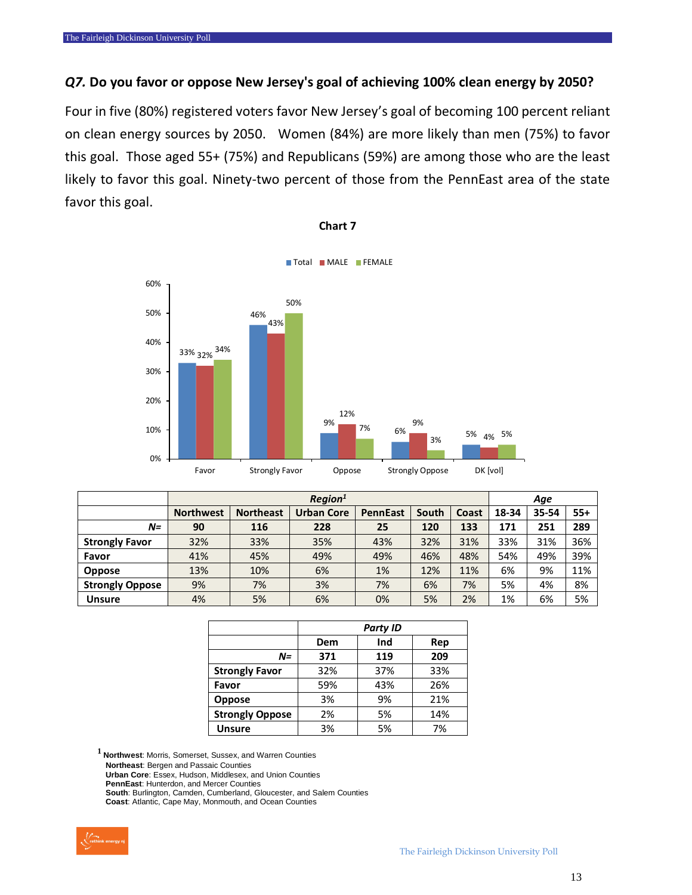## *Q7.* Do you favor or oppose New Jersey's goal of achieving 100% clean energy by 2050?

Four in five (80%) registered voters favor New Jersey's goal of becoming 100 percent reliant on clean energy sources by 2050. Women (84%) are more likely than men (75%) to favor this goal. Those aged 55+ (75%) and Republicans (59%) are among those who are the least likely to favor this goal. Ninety-two percent of those from the PennEast area of the state favor this goal.

**Chart 7**

| | Total | MALE | FEMALE |
|---|---|---|---|
| Favor | 33% | 32% | 34% |
| Strongly Favor | 46% | 43% | 50% |
| Oppose | 9% | 12% | 7% |
| Strongly Oppose | 6% | 9% | 3% |
| DK [vol] | 5% | 4% | 5% |

| | *Region*[1] | | | | | | *Age* | | |
|---|---|---|---|---|---|---|---|---|---|
| | Northwest | Northeast | Urban Core | PennEast | South | Coast | 18-34 | 35-54 | 55+ |
| *N=* | 90 | 116 | 228 | 25 | 120 | 133 | 171 | 251 | 289 |
| **Strongly Favor** | 32% | 33% | 35% | 43% | 32% | 31% | 33% | 31% | 36% |
| **Favor** | 41% | 45% | 49% | 49% | 46% | 48% | 54% | 49% | 39% |
| **Oppose** | 13% | 10% | 6% | 1% | 12% | 11% | 6% | 9% | 11% |
| **Strongly Oppose** | 9% | 7% | 3% | 7% | 6% | 7% | 5% | 4% | 8% |
| **Unsure** | 4% | 5% | 6% | 0% | 5% | 2% | 1% | 6% | 5% |

| | *Party ID* | | |
|---|---|---|---|
| | Dem | Ind | Rep |
| *N=* | 371 | 119 | 209 |
| **Strongly Favor** | 32% | 37% | 33% |
| **Favor** | 59% | 43% | 26% |
| **Oppose** | 3% | 9% | 21% |
| **Strongly Oppose** | 2% | 5% | 14% |
| **Unsure** | 3% | 5% | 7% |

[1] **Northwest**: Morris, Somerset, Sussex, and Warren Counties
**Northeast**: Bergen and Passaic Counties
**Urban Core**: Essex, Hudson, Middlesex, and Union Counties
**PennEast**: Hunterdon, and Mercer Counties
**South**: Burlington, Camden, Cumberland, Gloucester, and Salem Counties
**Coast**: Atlantic, Cape May, Monmouth, and Ocean Counties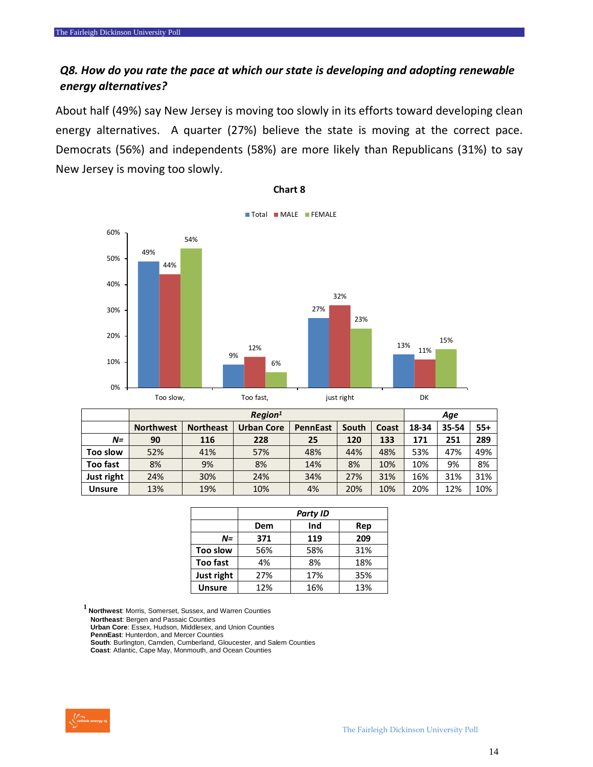### *Q8. How do you rate the pace at which our state is developing and adopting renewable energy alternatives?*

About half (49%) say New Jersey is moving too slowly in its efforts toward developing clean energy alternatives. A quarter (27%) believe the state is moving at the correct pace. Democrats (56%) and independents (58%) are more likely than Republicans (31%) to say New Jersey is moving too slowly.

**Chart 8**

| | Total | MALE | FEMALE |
|---|---|---|---|
| Too slow, | 49% | 44% | 54% |
| Too fast, | 9% | 12% | 6% |
| just right | 27% | 32% | 23% |
| DK | 13% | 11% | 15% |

| | *Region[1]* | | | | | | *Age* | | |
|---|---|---|---|---|---|---|---|---|---|
| | **Northwest** | **Northeast** | **Urban Core** | **PennEast** | **South** | **Coast** | **18-34** | **35-54** | **55+** |
| ***N=*** | **90** | **116** | **228** | **25** | **120** | **133** | **171** | **251** | **289** |
| **Too slow** | 52% | 41% | 57% | 48% | 44% | 48% | 53% | 47% | 49% |
| **Too fast** | 8% | 9% | 8% | 14% | 8% | 10% | 10% | 9% | 8% |
| **Just right** | 24% | 30% | 24% | 34% | 27% | 31% | 16% | 31% | 31% |
| **Unsure** | 13% | 19% | 10% | 4% | 20% | 10% | 20% | 12% | 10% |

| | *Party ID* | | |
|---|---|---|---|
| | **Dem** | **Ind** | **Rep** |
| ***N=*** | **371** | **119** | **209** |
| **Too slow** | 56% | 58% | 31% |
| **Too fast** | 4% | 8% | 18% |
| **Just right** | 27% | 17% | 35% |
| **Unsure** | 12% | 16% | 13% |

[1] **Northwest**: Morris, Somerset, Sussex, and Warren Counties
**Northeast**: Bergen and Passaic Counties
**Urban Core**: Essex, Hudson, Middlesex, and Union Counties
**PennEast**: Hunterdon, and Mercer Counties
**South**: Burlington, Camden, Cumberland, Gloucester, and Salem Counties
**Coast**: Atlantic, Cape May, Monmouth, and Ocean Counties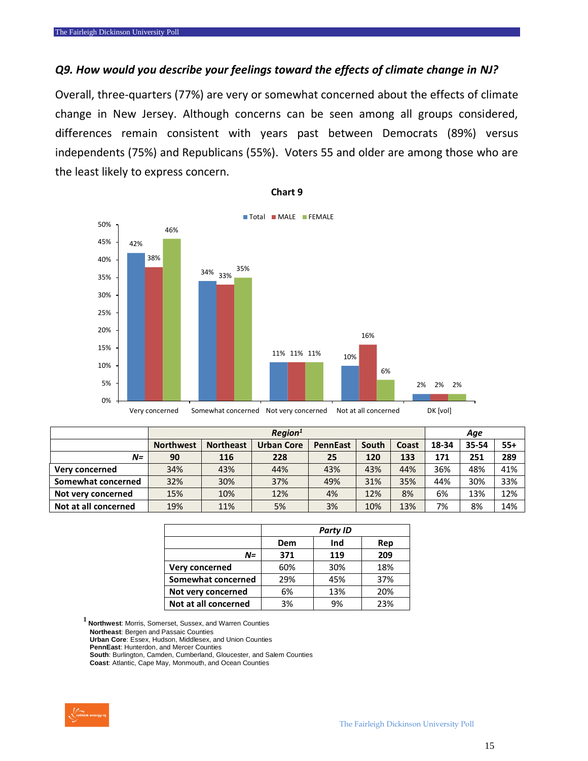### *Q9. How would you describe your feelings toward the effects of climate change in NJ?*

Overall, three-quarters (77%) are very or somewhat concerned about the effects of climate change in New Jersey. Although concerns can be seen among all groups considered, differences remain consistent with years past between Democrats (89%) versus independents (75%) and Republicans (55%). Voters 55 and older are among those who are the least likely to express concern.

**Chart 9**

| | Total | MALE | FEMALE |
|---|---|---|---|
| Very concerned | 42% | 38% | 46% |
| Somewhat concerned | 34% | 33% | 35% |
| Not very concerned | 11% | 11% | 11% |
| Not at all concerned | 10% | 16% | 6% |
| DK [vol] | 2% | 2% | 2% |

| | *Region*[1] | | | | | | *Age* | | |
|---|---|---|---|---|---|---|---|---|---|
| | **Northwest** | **Northeast** | **Urban Core** | **PennEast** | **South** | **Coast** | **18-34** | **35-54** | **55+** |
| ***N=*** | **90** | **116** | **228** | **25** | **120** | **133** | **171** | **251** | **289** |
| **Very concerned** | 34% | 43% | 44% | 43% | 43% | 44% | 36% | 48% | 41% |
| **Somewhat concerned** | 32% | 30% | 37% | 49% | 31% | 35% | 44% | 30% | 33% |
| **Not very concerned** | 15% | 10% | 12% | 4% | 12% | 8% | 6% | 13% | 12% |
| **Not at all concerned** | 19% | 11% | 5% | 3% | 10% | 13% | 7% | 8% | 14% |

| | *Party ID* | | |
|---|---|---|---|
| | **Dem** | **Ind** | **Rep** |
| ***N=*** | **371** | **119** | **209** |
| **Very concerned** | 60% | 30% | 18% |
| **Somewhat concerned** | 29% | 45% | 37% |
| **Not very concerned** | 6% | 13% | 20% |
| **Not at all concerned** | 3% | 9% | 23% |

[1] **Northwest**: Morris, Somerset, Sussex, and Warren Counties
**Northeast**: Bergen and Passaic Counties
**Urban Core**: Essex, Hudson, Middlesex, and Union Counties
**PennEast**: Hunterdon, and Mercer Counties
**South**: Burlington, Camden, Cumberland, Gloucester, and Salem Counties
**Coast**: Atlantic, Cape May, Monmouth, and Ocean Counties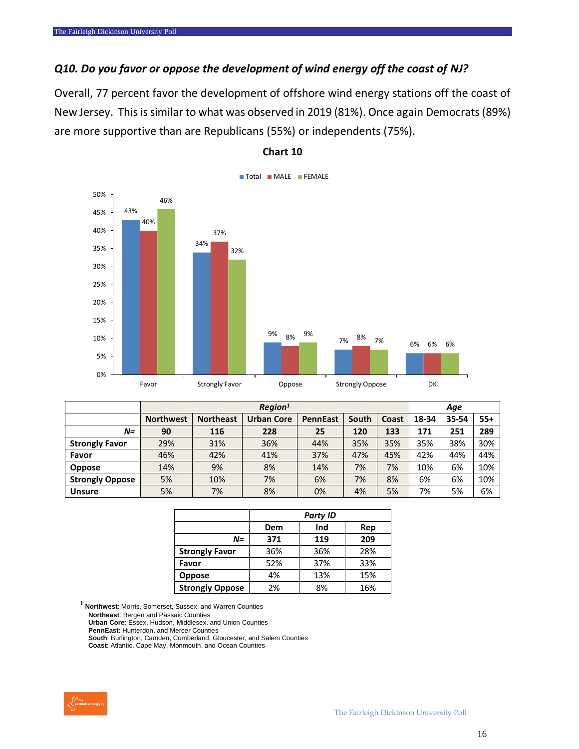## *Q10. Do you favor or oppose the development of wind energy off the coast of NJ?*

Overall, 77 percent favor the development of offshore wind energy stations off the coast of New Jersey. This is similar to what was observed in 2019 (81%). Once again Democrats (89%) are more supportive than are Republicans (55%) or independents (75%).

**Chart 10**

| | Total | MALE | FEMALE |
|---|---|---|---|
| Favor | 43% | 40% | 46% |
| Strongly Favor | 34% | 37% | 32% |
| Oppose | 9% | 8% | 9% |
| Strongly Oppose | 7% | 8% | 7% |
| DK | 6% | 6% | 6% |

| | *Region*[1] | | | | | | *Age* | | |
|---|---|---|---|---|---|---|---|---|---|
| | **Northwest** | **Northeast** | **Urban Core** | **PennEast** | **South** | **Coast** | **18-34** | **35-54** | **55+** |
| ***N=*** | **90** | **116** | **228** | **25** | **120** | **133** | **171** | **251** | **289** |
| **Strongly Favor** | 29% | 31% | 36% | 44% | 35% | 35% | 35% | 38% | 30% |
| **Favor** | 46% | 42% | 41% | 37% | 47% | 45% | 42% | 44% | 44% |
| **Oppose** | 14% | 9% | 8% | 14% | 7% | 7% | 10% | 6% | 10% |
| **Strongly Oppose** | 5% | 10% | 7% | 6% | 7% | 8% | 6% | 6% | 10% |
| **Unsure** | 5% | 7% | 8% | 0% | 4% | 5% | 7% | 5% | 6% |

| | *Party ID* | | |
|---|---|---|---|
| | **Dem** | **Ind** | **Rep** |
| ***N=*** | **371** | **119** | **209** |
| **Strongly Favor** | 36% | 36% | 28% |
| **Favor** | 52% | 37% | 33% |
| **Oppose** | 4% | 13% | 15% |
| **Strongly Oppose** | 2% | 8% | 16% |

[1] **Northwest**: Morris, Somerset, Sussex, and Warren Counties
**Northeast**: Bergen and Passaic Counties
**Urban Core**: Essex, Hudson, Middlesex, and Union Counties
**PennEast**: Hunterdon, and Mercer Counties
**South**: Burlington, Camden, Cumberland, Gloucester, and Salem Counties
**Coast**: Atlantic, Cape May, Monmouth, and Ocean Counties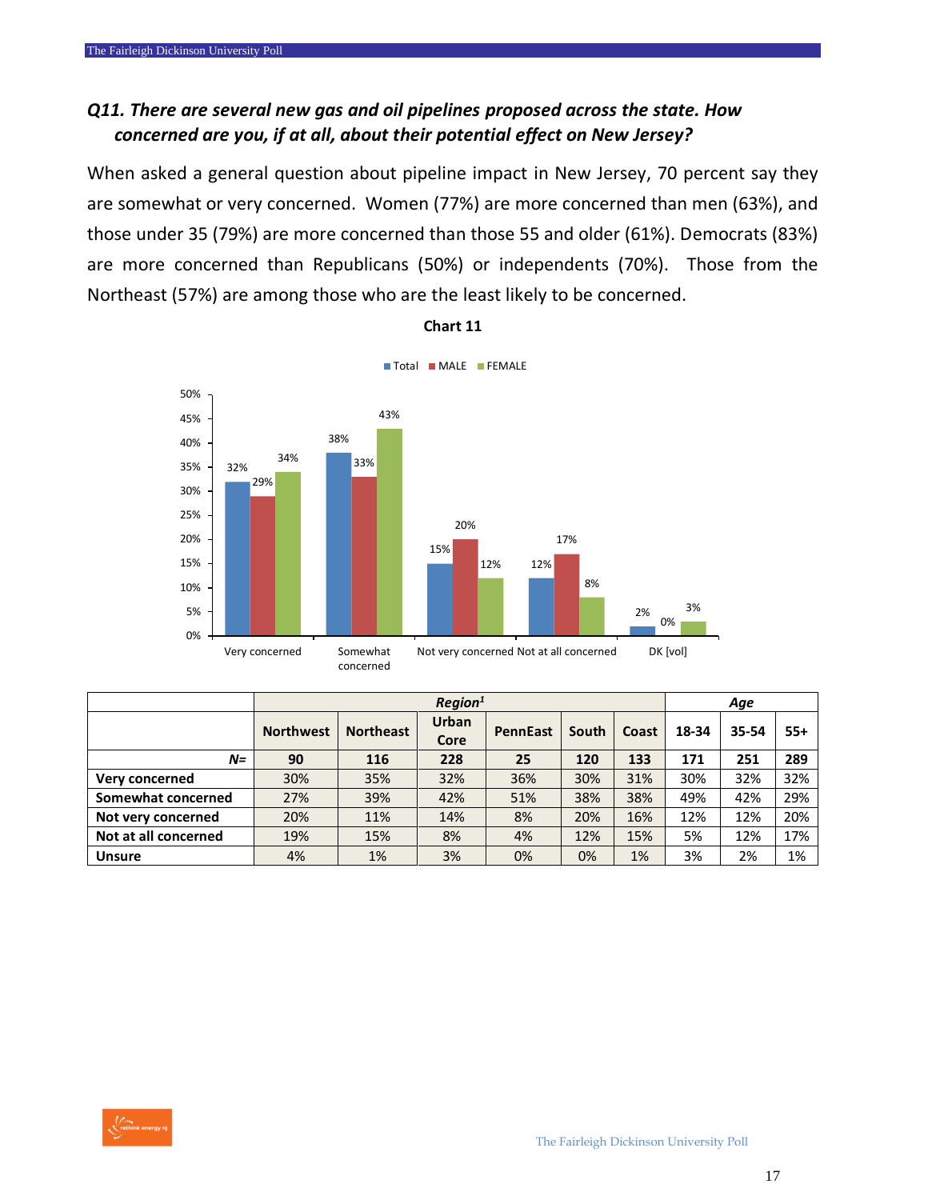## *Q11. There are several new gas and oil pipelines proposed across the state. How concerned are you, if at all, about their potential effect on New Jersey?*

When asked a general question about pipeline impact in New Jersey, 70 percent say they are somewhat or very concerned. Women (77%) are more concerned than men (63%), and those under 35 (79%) are more concerned than those 55 and older (61%). Democrats (83%) are more concerned than Republicans (50%) or independents (70%). Those from the Northeast (57%) are among those who are the least likely to be concerned.

**Chart 11**

| | Total | MALE | FEMALE |
|---|---|---|---|
| Very concerned | 32% | 29% | 34% |
| Somewhat concerned | 38% | 33% | 43% |
| Not very concerned | 15% | 20% | 12% |
| Not at all concerned | 12% | 17% | 8% |
| DK [vol] | 2% | 0% | 3% |

| | Region[1] | | | | | | Age | | |
|---|---|---|---|---|---|---|---|---|---|
| | Northwest | Northeast | Urban Core | PennEast | South | Coast | 18-34 | 35-54 | 55+ |
| *N=* | **90** | **116** | **228** | **25** | **120** | **133** | **171** | **251** | **289** |
| **Very concerned** | 30% | 35% | 32% | 36% | 30% | 31% | 30% | 32% | 32% |
| **Somewhat concerned** | 27% | 39% | 42% | 51% | 38% | 38% | 49% | 42% | 29% |
| **Not very concerned** | 20% | 11% | 14% | 8% | 20% | 16% | 12% | 12% | 20% |
| **Not at all concerned** | 19% | 15% | 8% | 4% | 12% | 15% | 5% | 12% | 17% |
| **Unsure** | 4% | 1% | 3% | 0% | 0% | 1% | 3% | 2% | 1% |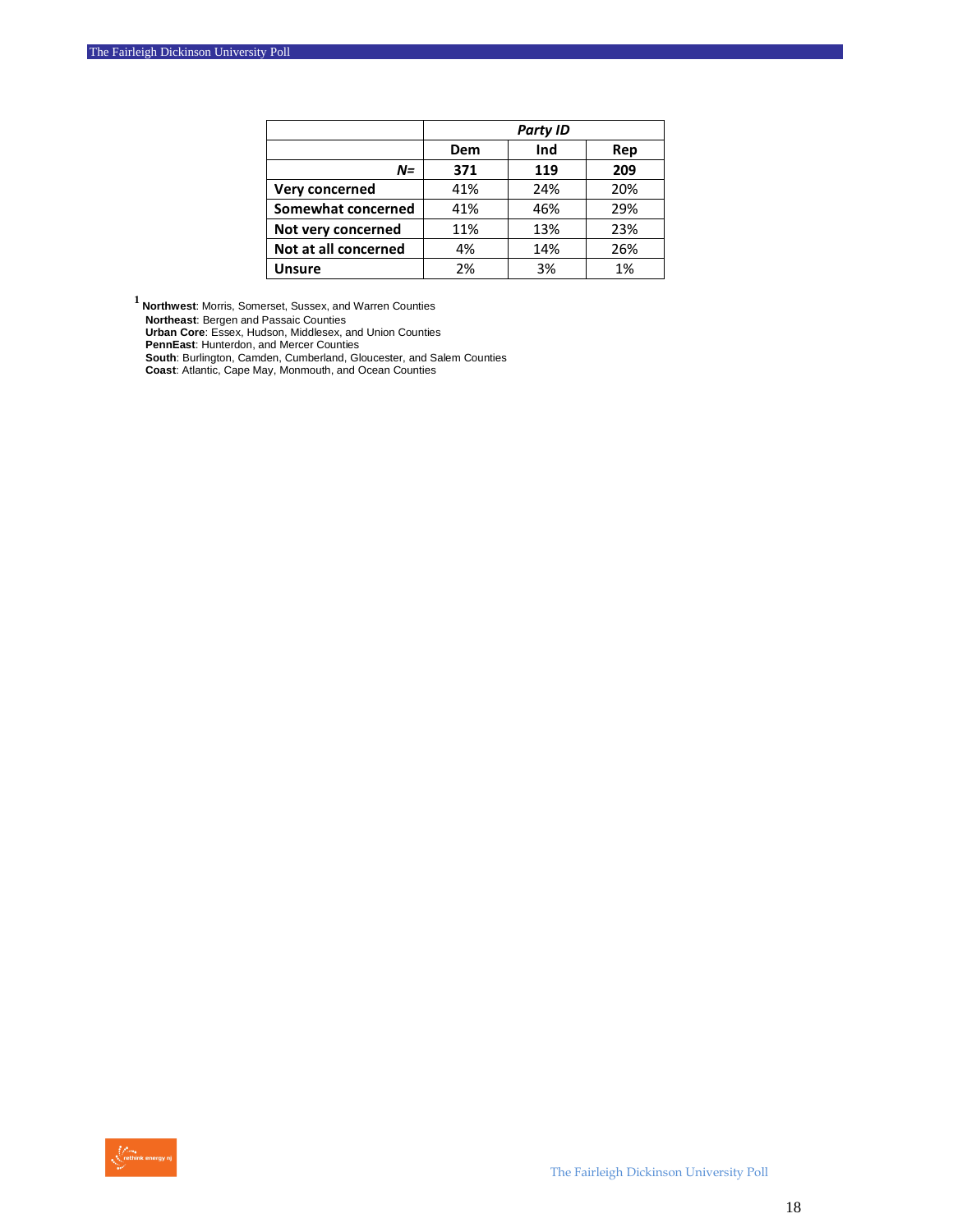| | *Party ID* | | |
|---|---|---|---|
| | **Dem** | **Ind** | **Rep** |
| ***N=*** | **371** | **119** | **209** |
| **Very concerned** | 41% | 24% | 20% |
| **Somewhat concerned** | 41% | 46% | 29% |
| **Not very concerned** | 11% | 13% | 23% |
| **Not at all concerned** | 4% | 14% | 26% |
| **Unsure** | 2% | 3% | 1% |

[1] **Northwest**: Morris, Somerset, Sussex, and Warren Counties
**Northeast**: Bergen and Passaic Counties
**Urban Core**: Essex, Hudson, Middlesex, and Union Counties
**PennEast**: Hunterdon, and Mercer Counties
**South**: Burlington, Camden, Cumberland, Gloucester, and Salem Counties
**Coast**: Atlantic, Cape May, Monmouth, and Ocean Counties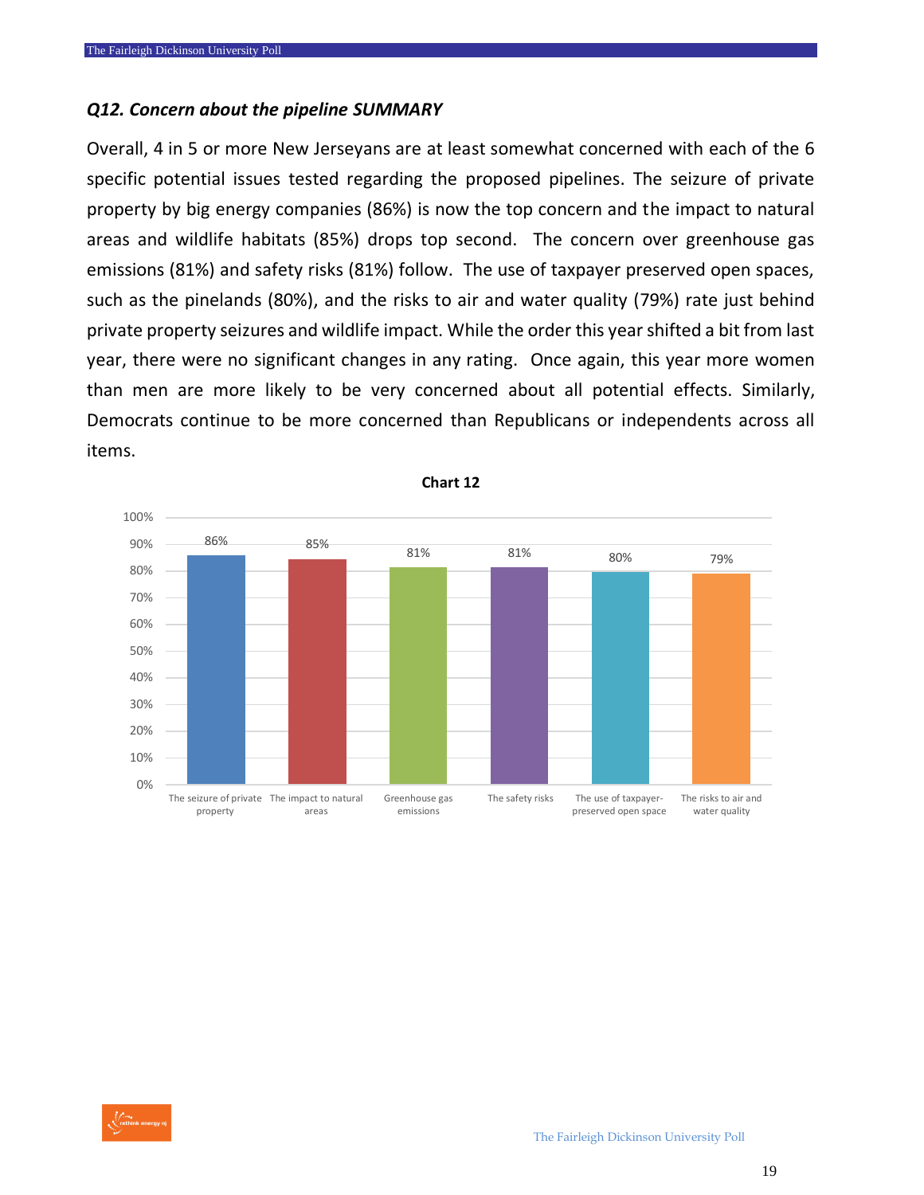### *Q12. Concern about the pipeline SUMMARY*

Overall, 4 in 5 or more New Jerseyans are at least somewhat concerned with each of the 6 specific potential issues tested regarding the proposed pipelines. The seizure of private property by big energy companies (86%) is now the top concern and the impact to natural areas and wildlife habitats (85%) drops top second. The concern over greenhouse gas emissions (81%) and safety risks (81%) follow. The use of taxpayer preserved open spaces, such as the pinelands (80%), and the risks to air and water quality (79%) rate just behind private property seizures and wildlife impact. While the order this year shifted a bit from last year, there were no significant changes in any rating. Once again, this year more women than men are more likely to be very concerned about all potential effects. Similarly, Democrats continue to be more concerned than Republicans or independents across all items.

**Chart 12**

| Issue | Concerned |
| --- | --- |
| The seizure of private property | 86% |
| The impact to natural areas | 85% |
| Greenhouse gas emissions | 81% |
| The safety risks | 81% |
| The use of taxpayer-preserved open space | 80% |
| The risks to air and water quality | 79% |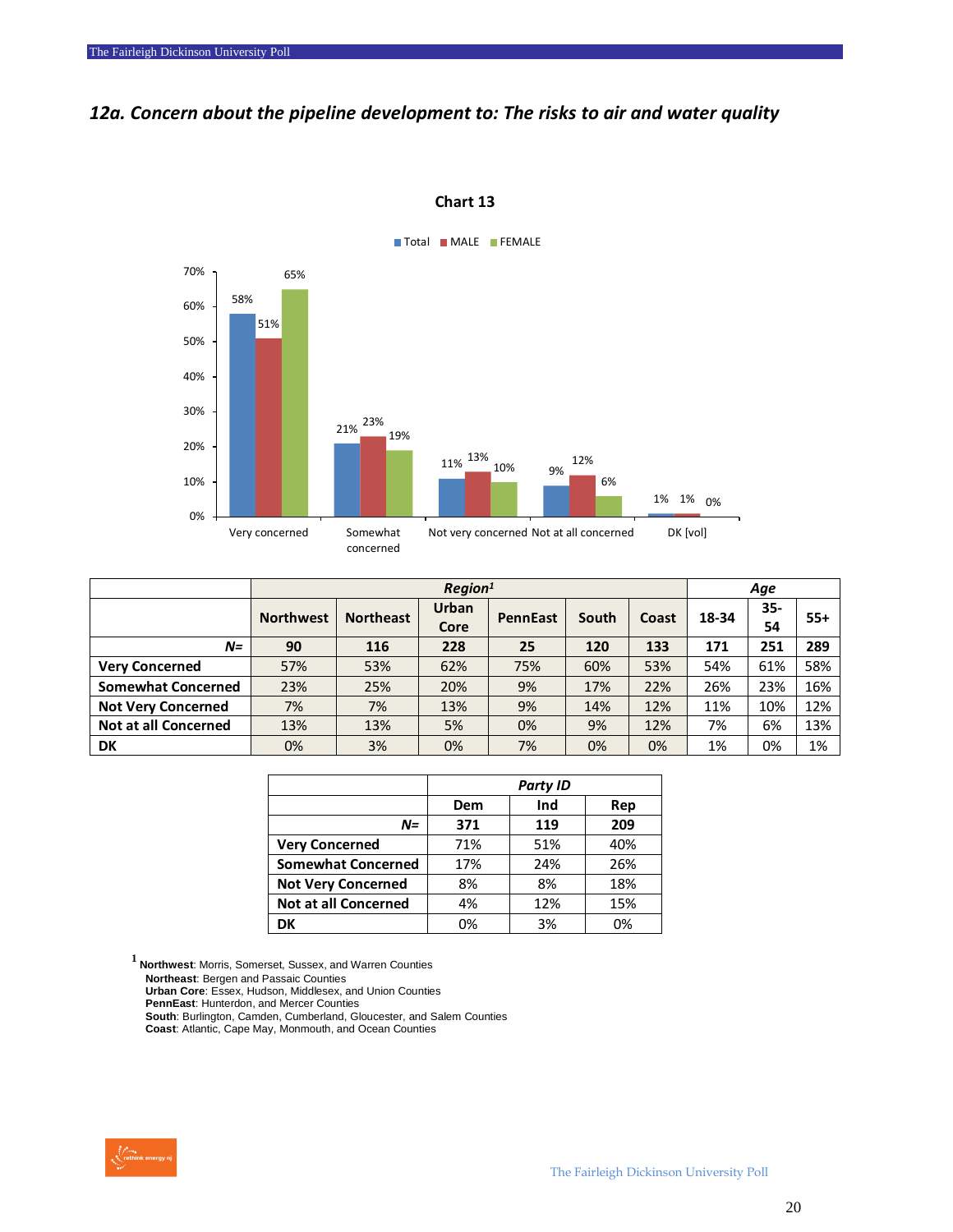## *12a. Concern about the pipeline development to: The risks to air and water quality*

**Chart 13**

| | Total | MALE | FEMALE |
|---|---|---|---|
| Very concerned | 58% | 51% | 65% |
| Somewhat concerned | 21% | 23% | 19% |
| Not very concerned | 11% | 13% | 10% |
| Not at all concerned | 9% | 12% | 6% |
| DK [vol] | 1% | 1% | 0% |

| | *Region*[1] | | | | | | *Age* | | |
|---|---|---|---|---|---|---|---|---|---|
| | **Northwest** | **Northeast** | **Urban Core** | **PennEast** | **South** | **Coast** | **18-34** | **35-54** | **55+** |
| ***N=*** | **90** | **116** | **228** | **25** | **120** | **133** | **171** | **251** | **289** |
| **Very Concerned** | 57% | 53% | 62% | 75% | 60% | 53% | 54% | 61% | 58% |
| **Somewhat Concerned** | 23% | 25% | 20% | 9% | 17% | 22% | 26% | 23% | 16% |
| **Not Very Concerned** | 7% | 7% | 13% | 9% | 14% | 12% | 11% | 10% | 12% |
| **Not at all Concerned** | 13% | 13% | 5% | 0% | 9% | 12% | 7% | 6% | 13% |
| **DK** | 0% | 3% | 0% | 7% | 0% | 0% | 1% | 0% | 1% |

| | *Party ID* | | |
|---|---|---|---|
| | **Dem** | **Ind** | **Rep** |
| ***N=*** | **371** | **119** | **209** |
| **Very Concerned** | 71% | 51% | 40% |
| **Somewhat Concerned** | 17% | 24% | 26% |
| **Not Very Concerned** | 8% | 8% | 18% |
| **Not at all Concerned** | 4% | 12% | 15% |
| **DK** | 0% | 3% | 0% |

[1] **Northwest**: Morris, Somerset, Sussex, and Warren Counties
**Northeast**: Bergen and Passaic Counties
**Urban Core**: Essex, Hudson, Middlesex, and Union Counties
**PennEast**: Hunterdon, and Mercer Counties
**South**: Burlington, Camden, Cumberland, Gloucester, and Salem Counties
**Coast**: Atlantic, Cape May, Monmouth, and Ocean Counties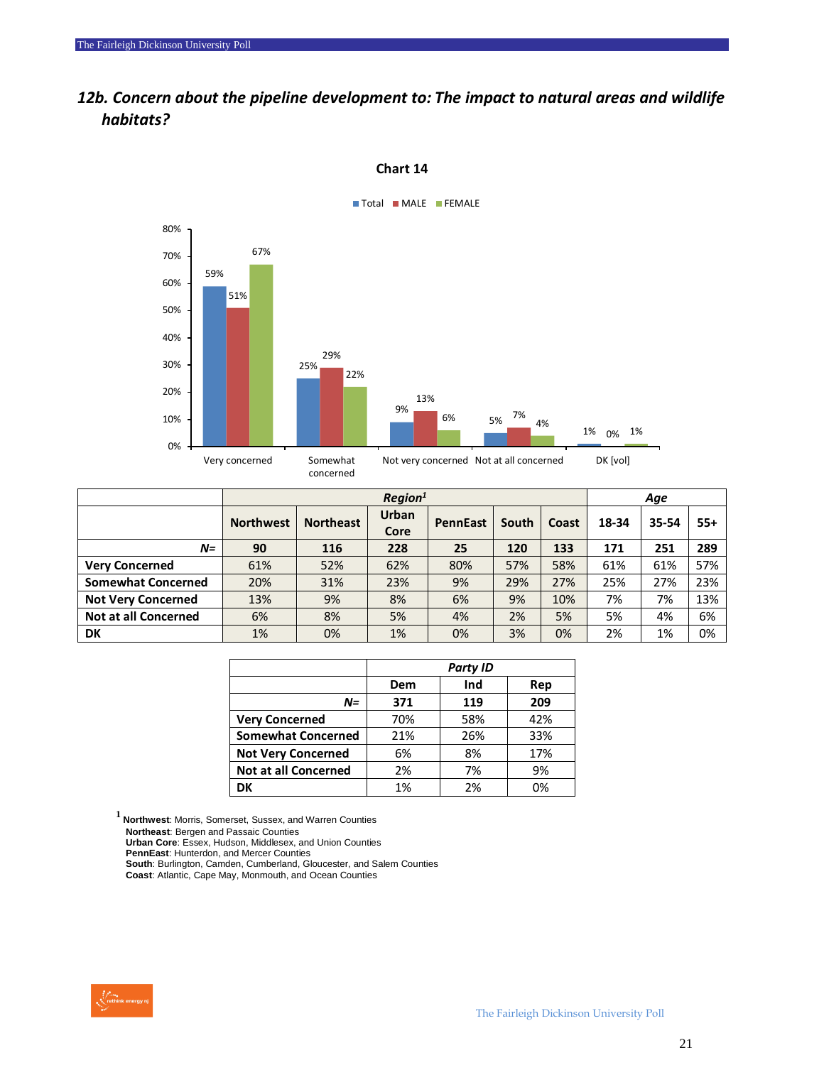## 12b. Concern about the pipeline development to: The impact to natural areas and wildlife habitats?

**Chart 14**

| | Total | MALE | FEMALE |
|---|---|---|---|
| Very concerned | 59% | 51% | 67% |
| Somewhat concerned | 25% | 29% | 22% |
| Not very concerned | 9% | 13% | 6% |
| Not at all concerned | 5% | 7% | 4% |
| DK [vol] | 1% | 0% | 1% |

| | *Region*[1] | | | | | | *Age* | | |
|---|---|---|---|---|---|---|---|---|---|
| | **Northwest** | **Northeast** | **Urban Core** | **PennEast** | **South** | **Coast** | **18-34** | **35-54** | **55+** |
| ***N=*** | **90** | **116** | **228** | **25** | **120** | **133** | **171** | **251** | **289** |
| **Very Concerned** | 61% | 52% | 62% | 80% | 57% | 58% | 61% | 61% | 57% |
| **Somewhat Concerned** | 20% | 31% | 23% | 9% | 29% | 27% | 25% | 27% | 23% |
| **Not Very Concerned** | 13% | 9% | 8% | 6% | 9% | 10% | 7% | 7% | 13% |
| **Not at all Concerned** | 6% | 8% | 5% | 4% | 2% | 5% | 5% | 4% | 6% |
| **DK** | 1% | 0% | 1% | 0% | 3% | 0% | 2% | 1% | 0% |

| | *Party ID* | | |
|---|---|---|---|
| | **Dem** | **Ind** | **Rep** |
| ***N=*** | **371** | **119** | **209** |
| **Very Concerned** | 70% | 58% | 42% |
| **Somewhat Concerned** | 21% | 26% | 33% |
| **Not Very Concerned** | 6% | 8% | 17% |
| **Not at all Concerned** | 2% | 7% | 9% |
| **DK** | 1% | 2% | 0% |

[1] **Northwest**: Morris, Somerset, Sussex, and Warren Counties
**Northeast**: Bergen and Passaic Counties
**Urban Core**: Essex, Hudson, Middlesex, and Union Counties
**PennEast**: Hunterdon, and Mercer Counties
**South**: Burlington, Camden, Cumberland, Gloucester, and Salem Counties
**Coast**: Atlantic, Cape May, Monmouth, and Ocean Counties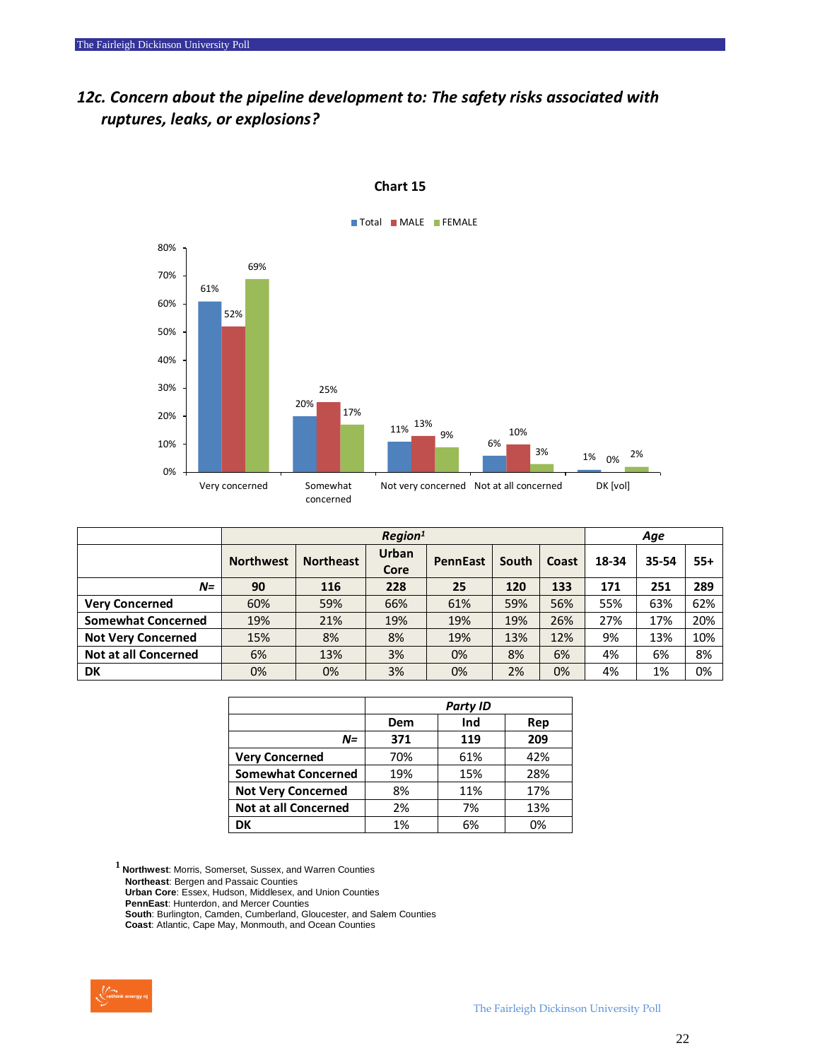## *12c. Concern about the pipeline development to: The safety risks associated with ruptures, leaks, or explosions?*

**Chart 15**

| | Total | MALE | FEMALE |
|---|---|---|---|
| Very concerned | 61% | 52% | 69% |
| Somewhat concerned | 20% | 25% | 17% |
| Not very concerned | 11% | 13% | 9% |
| Not at all concerned | 6% | 10% | 3% |
| DK [vol] | 1% | 0% | 2% |

| | *Region[1]* | | | | | | *Age* | | |
|---|---|---|---|---|---|---|---|---|---|
| | **Northwest** | **Northeast** | **Urban Core** | **PennEast** | **South** | **Coast** | **18-34** | **35-54** | **55+** |
| ***N=*** | **90** | **116** | **228** | **25** | **120** | **133** | **171** | **251** | **289** |
| **Very Concerned** | 60% | 59% | 66% | 61% | 59% | 56% | 55% | 63% | 62% |
| **Somewhat Concerned** | 19% | 21% | 19% | 19% | 19% | 26% | 27% | 17% | 20% |
| **Not Very Concerned** | 15% | 8% | 8% | 19% | 13% | 12% | 9% | 13% | 10% |
| **Not at all Concerned** | 6% | 13% | 3% | 0% | 8% | 6% | 4% | 6% | 8% |
| **DK** | 0% | 0% | 3% | 0% | 2% | 0% | 4% | 1% | 0% |

| | *Party ID* | | |
|---|---|---|---|
| | **Dem** | **Ind** | **Rep** |
| ***N=*** | **371** | **119** | **209** |
| **Very Concerned** | 70% | 61% | 42% |
| **Somewhat Concerned** | 19% | 15% | 28% |
| **Not Very Concerned** | 8% | 11% | 17% |
| **Not at all Concerned** | 2% | 7% | 13% |
| **DK** | 1% | 6% | 0% |

[1] **Northwest**: Morris, Somerset, Sussex, and Warren Counties
**Northeast**: Bergen and Passaic Counties
**Urban Core**: Essex, Hudson, Middlesex, and Union Counties
**PennEast**: Hunterdon, and Mercer Counties
**South**: Burlington, Camden, Cumberland, Gloucester, and Salem Counties
**Coast**: Atlantic, Cape May, Monmouth, and Ocean Counties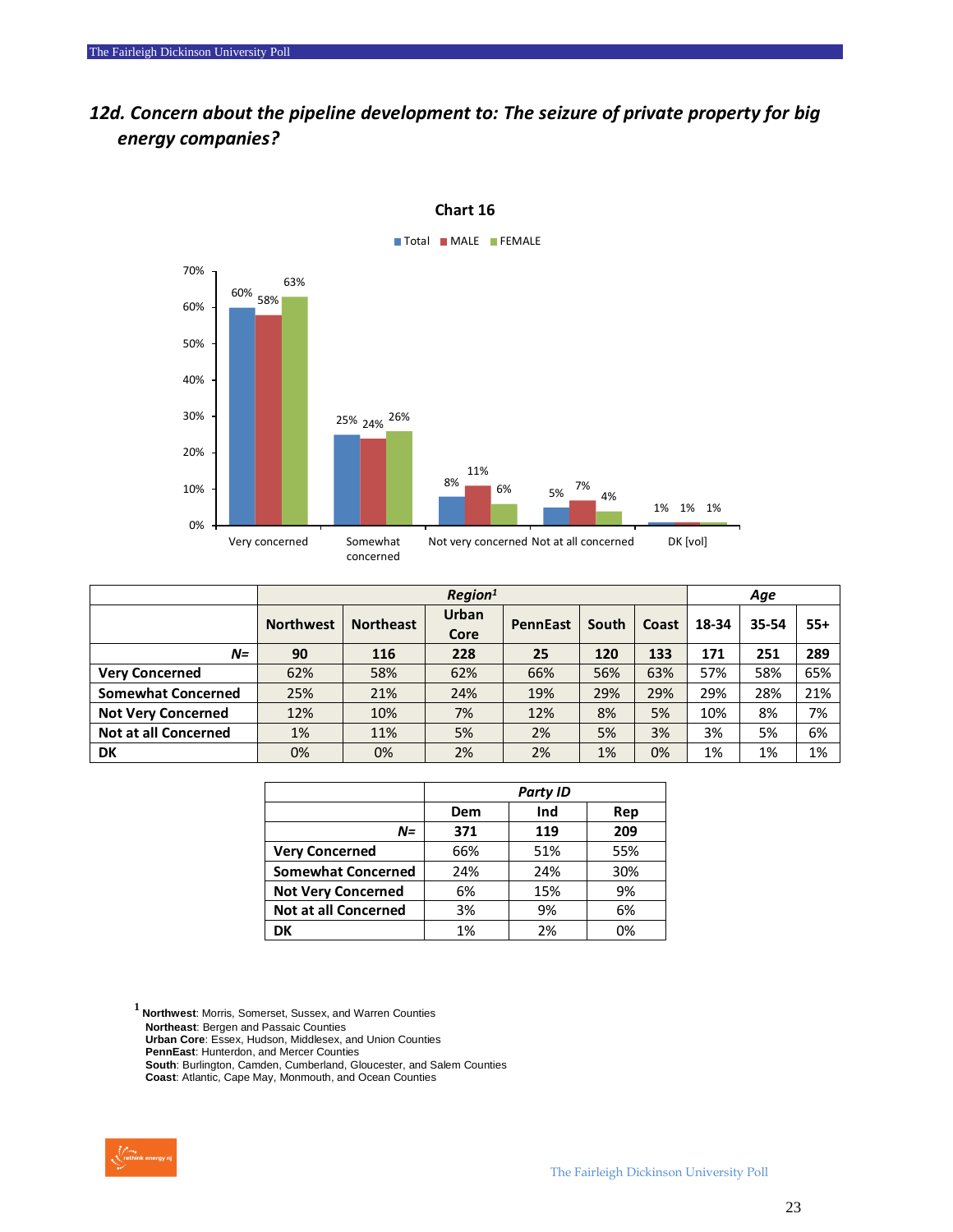## *12d. Concern about the pipeline development to: The seizure of private property for big energy companies?*

**Chart 16**

| | Total | MALE | FEMALE |
|---|---|---|---|
| Very concerned | 60% | 58% | 63% |
| Somewhat concerned | 25% | 24% | 26% |
| Not very concerned | 8% | 11% | 6% |
| Not at all concerned | 5% | 7% | 4% |
| DK [vol] | 1% | 1% | 1% |

| | *Region[1]* | | | | | | *Age* | | |
|---|---|---|---|---|---|---|---|---|---|
| | **Northwest** | **Northeast** | **Urban Core** | **PennEast** | **South** | **Coast** | **18-34** | **35-54** | **55+** |
| ***N=*** | **90** | **116** | **228** | **25** | **120** | **133** | **171** | **251** | **289** |
| **Very Concerned** | 62% | 58% | 62% | 66% | 56% | 63% | 57% | 58% | 65% |
| **Somewhat Concerned** | 25% | 21% | 24% | 19% | 29% | 29% | 29% | 28% | 21% |
| **Not Very Concerned** | 12% | 10% | 7% | 12% | 8% | 5% | 10% | 8% | 7% |
| **Not at all Concerned** | 1% | 11% | 5% | 2% | 5% | 3% | 3% | 5% | 6% |
| **DK** | 0% | 0% | 2% | 2% | 1% | 0% | 1% | 1% | 1% |

| | *Party ID* | | |
|---|---|---|---|
| | **Dem** | **Ind** | **Rep** |
| ***N=*** | **371** | **119** | **209** |
| **Very Concerned** | 66% | 51% | 55% |
| **Somewhat Concerned** | 24% | 24% | 30% |
| **Not Very Concerned** | 6% | 15% | 9% |
| **Not at all Concerned** | 3% | 9% | 6% |
| **DK** | 1% | 2% | 0% |

[1] **Northwest**: Morris, Somerset, Sussex, and Warren Counties
**Northeast**: Bergen and Passaic Counties
**Urban Core**: Essex, Hudson, Middlesex, and Union Counties
**PennEast**: Hunterdon, and Mercer Counties
**South**: Burlington, Camden, Cumberland, Gloucester, and Salem Counties
**Coast**: Atlantic, Cape May, Monmouth, and Ocean Counties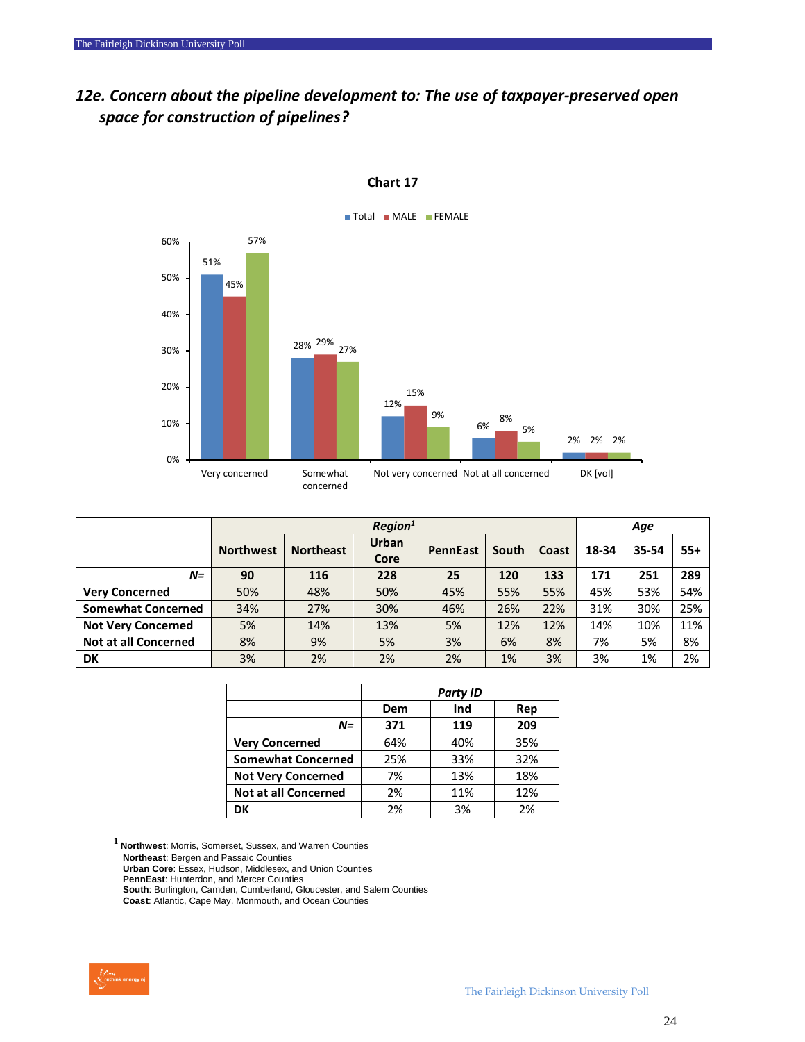## 12e. Concern about the pipeline development to: The use of taxpayer-preserved open space for construction of pipelines?

**Chart 17**

| | Total | MALE | FEMALE |
|---|---|---|---|
| Very concerned | 51% | 45% | 57% |
| Somewhat concerned | 28% | 29% | 27% |
| Not very concerned | 12% | 15% | 9% |
| Not at all concerned | 6% | 8% | 5% |
| DK [vol] | 2% | 2% | 2% |

| | Region[1] | | | | | | Age | | |
|---|---|---|---|---|---|---|---|---|---|
| | Northwest | Northeast | Urban Core | PennEast | South | Coast | 18-34 | 35-54 | 55+ |
| *N=* | 90 | 116 | 228 | 25 | 120 | 133 | 171 | 251 | 289 |
| **Very Concerned** | 50% | 48% | 50% | 45% | 55% | 55% | 45% | 53% | 54% |
| **Somewhat Concerned** | 34% | 27% | 30% | 46% | 26% | 22% | 31% | 30% | 25% |
| **Not Very Concerned** | 5% | 14% | 13% | 5% | 12% | 12% | 14% | 10% | 11% |
| **Not at all Concerned** | 8% | 9% | 5% | 3% | 6% | 8% | 7% | 5% | 8% |
| **DK** | 3% | 2% | 2% | 2% | 1% | 3% | 3% | 1% | 2% |

| | Party ID | | |
|---|---|---|---|
| | Dem | Ind | Rep |
| *N=* | 371 | 119 | 209 |
| **Very Concerned** | 64% | 40% | 35% |
| **Somewhat Concerned** | 25% | 33% | 32% |
| **Not Very Concerned** | 7% | 13% | 18% |
| **Not at all Concerned** | 2% | 11% | 12% |
| **DK** | 2% | 3% | 2% |

[1] **Northwest**: Morris, Somerset, Sussex, and Warren Counties
**Northeast**: Bergen and Passaic Counties
**Urban Core**: Essex, Hudson, Middlesex, and Union Counties
**PennEast**: Hunterdon, and Mercer Counties
**South**: Burlington, Camden, Cumberland, Gloucester, and Salem Counties
**Coast**: Atlantic, Cape May, Monmouth, and Ocean Counties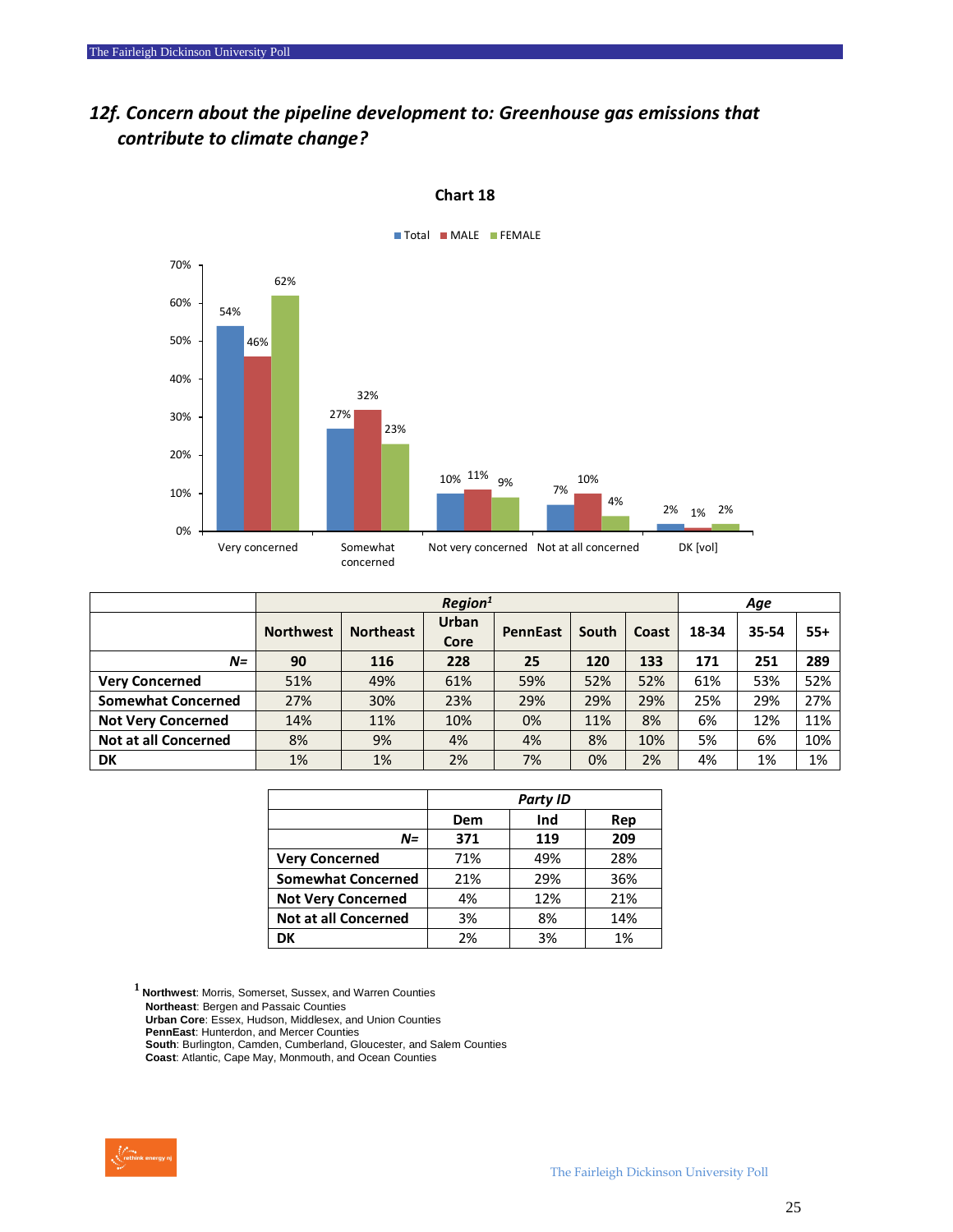## *12f. Concern about the pipeline development to: Greenhouse gas emissions that contribute to climate change?*

**Chart 18**

| | Total | MALE | FEMALE |
|---|---|---|---|
| Very concerned | 54% | 46% | 62% |
| Somewhat concerned | 27% | 32% | 23% |
| Not very concerned | 10% | 11% | 9% |
| Not at all concerned | 7% | 10% | 4% |
| DK [vol] | 2% | 1% | 2% |

| | *Region*[1] | | | | | | *Age* | | |
|---|---|---|---|---|---|---|---|---|---|
| | **Northwest** | **Northeast** | **Urban Core** | **PennEast** | **South** | **Coast** | **18-34** | **35-54** | **55+** |
| ***N=*** | **90** | **116** | **228** | **25** | **120** | **133** | **171** | **251** | **289** |
| **Very Concerned** | 51% | 49% | 61% | 59% | 52% | 52% | 61% | 53% | 52% |
| **Somewhat Concerned** | 27% | 30% | 23% | 29% | 29% | 29% | 25% | 29% | 27% |
| **Not Very Concerned** | 14% | 11% | 10% | 0% | 11% | 8% | 6% | 12% | 11% |
| **Not at all Concerned** | 8% | 9% | 4% | 4% | 8% | 10% | 5% | 6% | 10% |
| **DK** | 1% | 1% | 2% | 7% | 0% | 2% | 4% | 1% | 1% |

| | *Party ID* | | |
|---|---|---|---|
| | **Dem** | **Ind** | **Rep** |
| ***N=*** | **371** | **119** | **209** |
| **Very Concerned** | 71% | 49% | 28% |
| **Somewhat Concerned** | 21% | 29% | 36% |
| **Not Very Concerned** | 4% | 12% | 21% |
| **Not at all Concerned** | 3% | 8% | 14% |
| **DK** | 2% | 3% | 1% |

[1] **Northwest**: Morris, Somerset, Sussex, and Warren Counties
**Northeast**: Bergen and Passaic Counties
**Urban Core**: Essex, Hudson, Middlesex, and Union Counties
**PennEast**: Hunterdon, and Mercer Counties
**South**: Burlington, Camden, Cumberland, Gloucester, and Salem Counties
**Coast**: Atlantic, Cape May, Monmouth, and Ocean Counties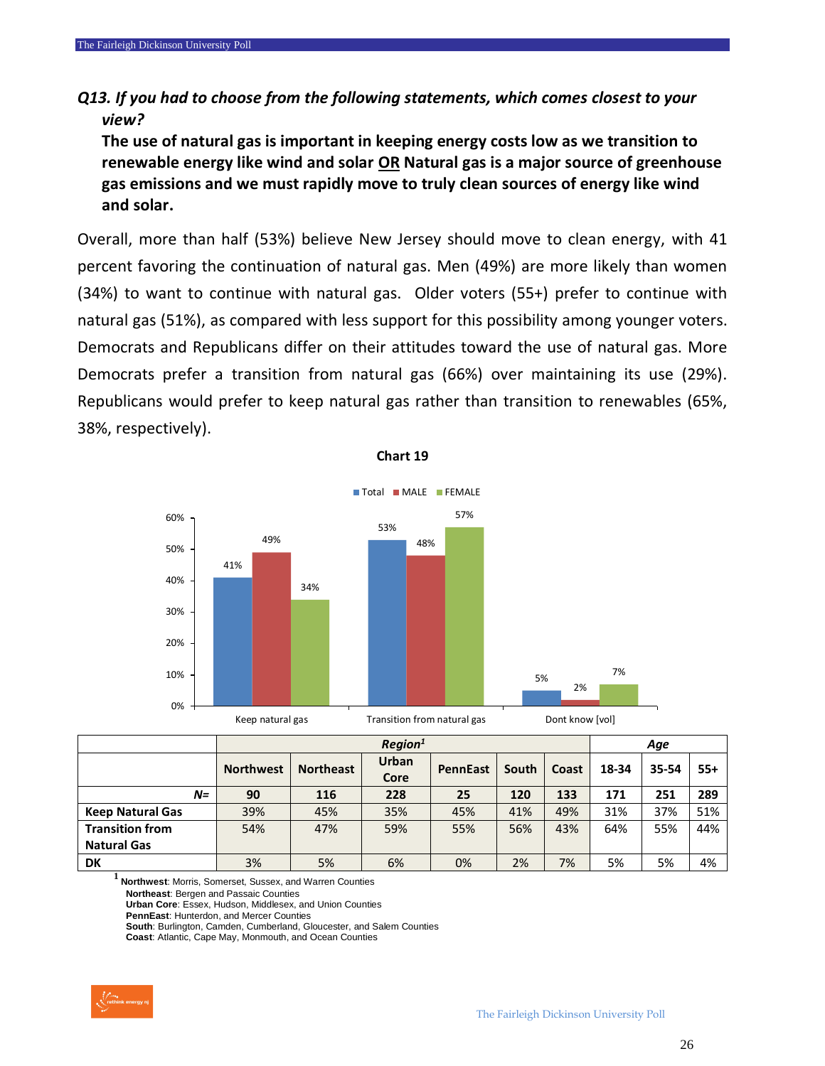***Q13. If you had to choose from the following statements, which comes closest to your view?***

**The use of natural gas is important in keeping energy costs low as we transition to renewable energy like wind and solar <u>OR</u> Natural gas is a major source of greenhouse gas emissions and we must rapidly move to truly clean sources of energy like wind and solar.**

Overall, more than half (53%) believe New Jersey should move to clean energy, with 41 percent favoring the continuation of natural gas. Men (49%) are more likely than women (34%) to want to continue with natural gas. Older voters (55+) prefer to continue with natural gas (51%), as compared with less support for this possibility among younger voters. Democrats and Republicans differ on their attitudes toward the use of natural gas. More Democrats prefer a transition from natural gas (66%) over maintaining its use (29%). Republicans would prefer to keep natural gas rather than transition to renewables (65%, 38%, respectively).

**Chart 19**

| | Total | MALE | FEMALE |
|---|---|---|---|
| Keep natural gas | 41% | 49% | 34% |
| Transition from natural gas | 53% | 48% | 57% |
| Dont know [vol] | 5% | 2% | 7% |

| | *Region*[1] | | | | | | *Age* | | |
|---|---|---|---|---|---|---|---|---|---|
| | **Northwest** | **Northeast** | **Urban Core** | **PennEast** | **South** | **Coast** | **18-34** | **35-54** | **55+** |
| ***N=*** | **90** | **116** | **228** | **25** | **120** | **133** | **171** | **251** | **289** |
| **Keep Natural Gas** | 39% | 45% | 35% | 45% | 41% | 49% | 31% | 37% | 51% |
| **Transition from Natural Gas** | 54% | 47% | 59% | 55% | 56% | 43% | 64% | 55% | 44% |
| **DK** | 3% | 5% | 6% | 0% | 2% | 7% | 5% | 5% | 4% |

[1] **Northwest**: Morris, Somerset, Sussex, and Warren Counties
**Northeast**: Bergen and Passaic Counties
**Urban Core**: Essex, Hudson, Middlesex, and Union Counties
**PennEast**: Hunterdon, and Mercer Counties
**South**: Burlington, Camden, Cumberland, Gloucester, and Salem Counties
**Coast**: Atlantic, Cape May, Monmouth, and Ocean Counties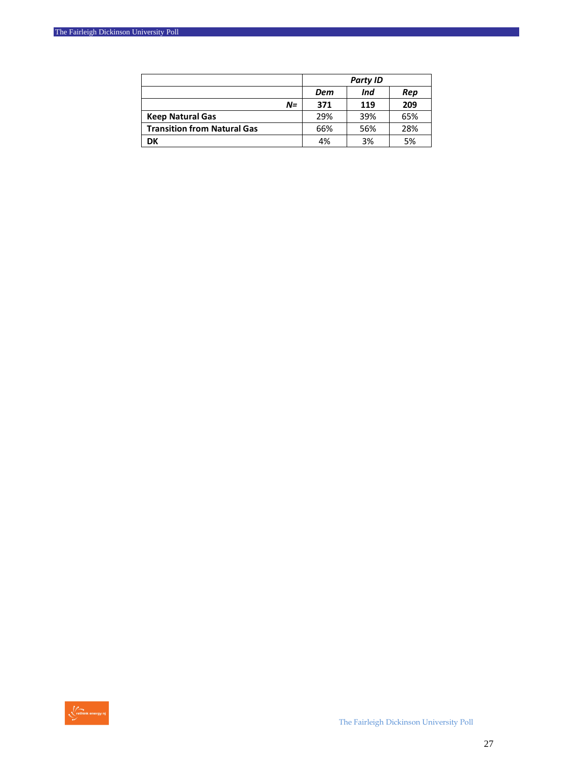| | *Party ID* | | |
|---|---|---|---|
| | ***Dem*** | ***Ind*** | ***Rep*** |
| ***N=*** | **371** | **119** | **209** |
| **Keep Natural Gas** | 29% | 39% | 65% |
| **Transition from Natural Gas** | 66% | 56% | 28% |
| **DK** | 4% | 3% | 5% |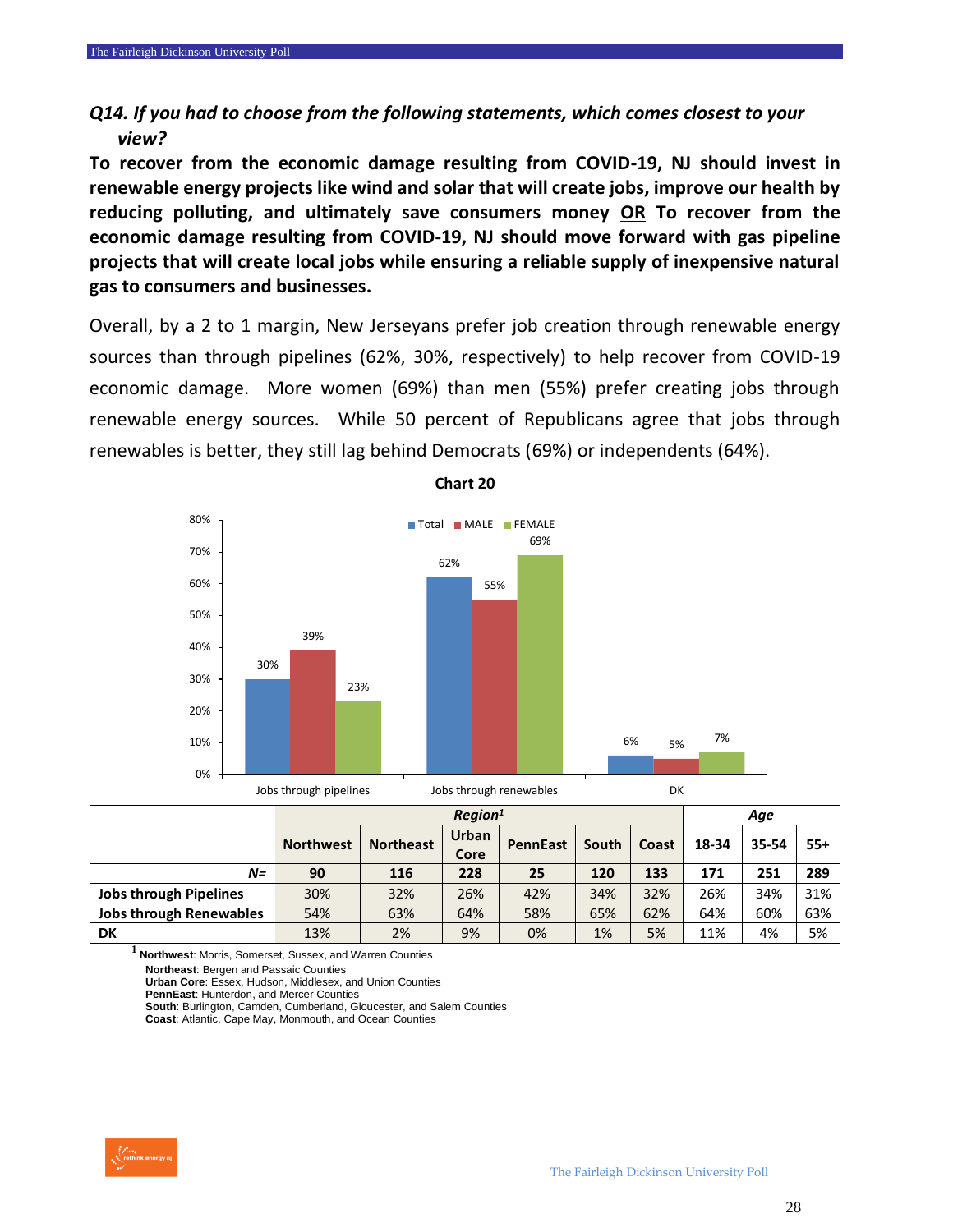### *Q14. If you had to choose from the following statements, which comes closest to your view?*

**To recover from the economic damage resulting from COVID-19, NJ should invest in renewable energy projects like wind and solar that will create jobs, improve our health by reducing polluting, and ultimately save consumers money OR To recover from the economic damage resulting from COVID-19, NJ should move forward with gas pipeline projects that will create local jobs while ensuring a reliable supply of inexpensive natural gas to consumers and businesses.**

Overall, by a 2 to 1 margin, New Jerseyans prefer job creation through renewable energy sources than through pipelines (62%, 30%, respectively) to help recover from COVID-19 economic damage. More women (69%) than men (55%) prefer creating jobs through renewable energy sources. While 50 percent of Republicans agree that jobs through renewables is better, they still lag behind Democrats (69%) or independents (64%).

**Chart 20**

| | Total | MALE | FEMALE |
|---|---|---|---|
| Jobs through pipelines | 30% | 39% | 23% |
| Jobs through renewables | 62% | 55% | 69% |
| DK | 6% | 5% | 7% |

| | Region[1] | | | | | | Age | | |
|---|---|---|---|---|---|---|---|---|---|
| | Northwest | Northeast | Urban Core | PennEast | South | Coast | 18-34 | 35-54 | 55+ |
| *N=* | 90 | 116 | 228 | 25 | 120 | 133 | 171 | 251 | 289 |
| Jobs through Pipelines | 30% | 32% | 26% | 42% | 34% | 32% | 26% | 34% | 31% |
| Jobs through Renewables | 54% | 63% | 64% | 58% | 65% | 62% | 64% | 60% | 63% |
| DK | 13% | 2% | 9% | 0% | 1% | 5% | 11% | 4% | 5% |

[1] **Northwest**: Morris, Somerset, Sussex, and Warren Counties
**Northeast**: Bergen and Passaic Counties
**Urban Core**: Essex, Hudson, Middlesex, and Union Counties
**PennEast**: Hunterdon, and Mercer Counties
**South**: Burlington, Camden, Cumberland, Gloucester, and Salem Counties
**Coast**: Atlantic, Cape May, Monmouth, and Ocean Counties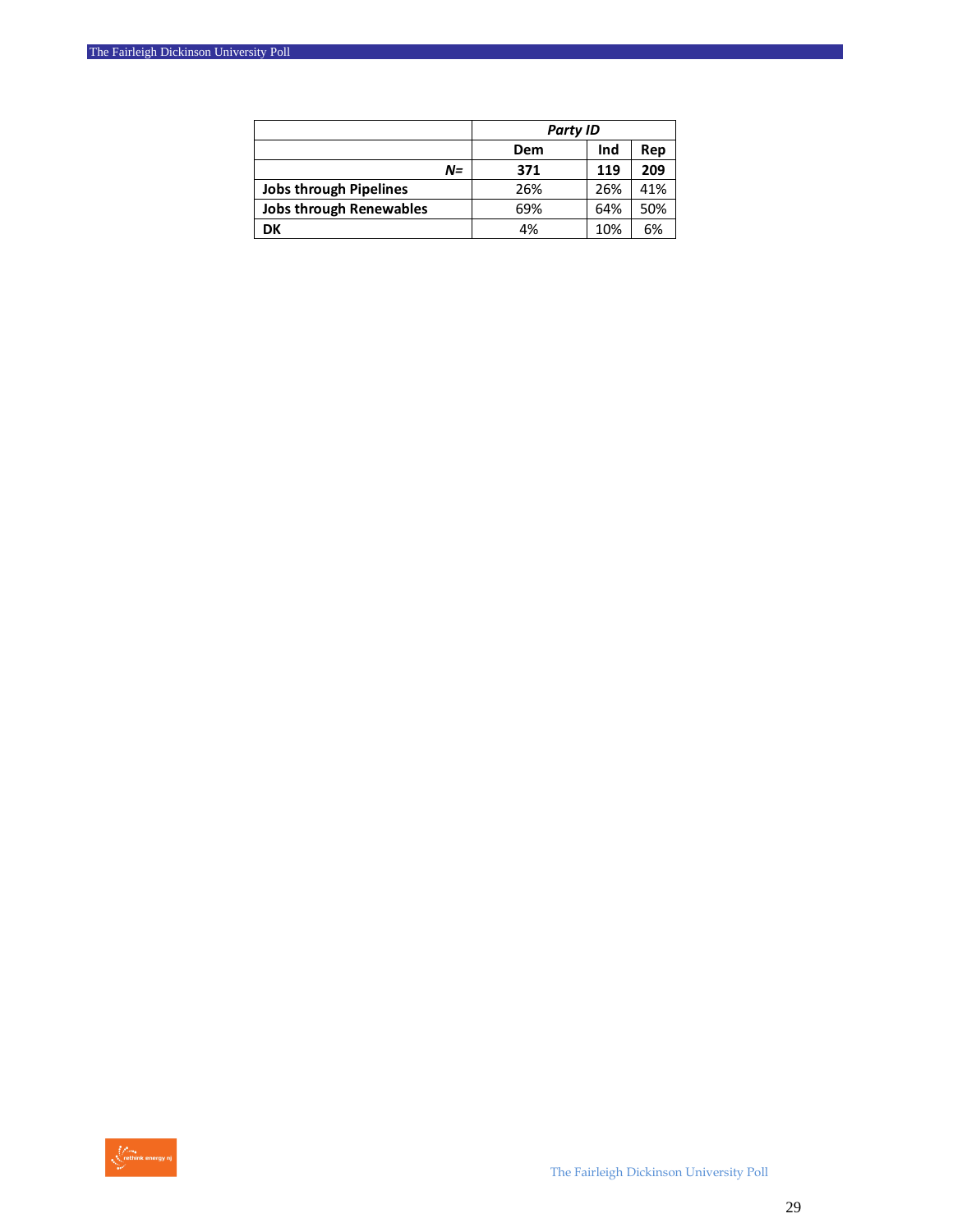| | *Party ID* | | |
|---|---|---|---|
| | **Dem** | **Ind** | **Rep** |
| ***N=*** | **371** | **119** | **209** |
| **Jobs through Pipelines** | 26% | 26% | 41% |
| **Jobs through Renewables** | 69% | 64% | 50% |
| **DK** | 4% | 10% | 6% |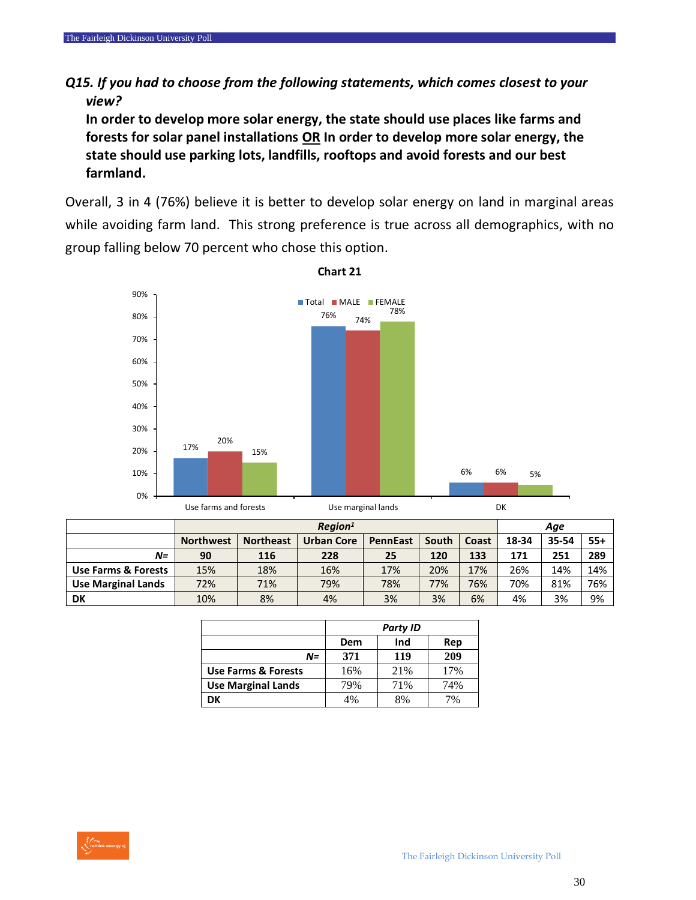***Q15. If you had to choose from the following statements, which comes closest to your view?***

**In order to develop more solar energy, the state should use places like farms and forests for solar panel installations OR In order to develop more solar energy, the state should use parking lots, landfills, rooftops and avoid forests and our best farmland.**

Overall, 3 in 4 (76%) believe it is better to develop solar energy on land in marginal areas while avoiding farm land. This strong preference is true across all demographics, with no group falling below 70 percent who chose this option.

**Chart 21**

| | Total | MALE | FEMALE |
|---|---|---|---|
| Use farms and forests | 17% | 20% | 15% |
| Use marginal lands | 76% | 74% | 78% |
| DK | 6% | 6% | 5% |

| | *Region[1]* | | | | | | *Age* | | |
|---|---|---|---|---|---|---|---|---|---|
| | **Northwest** | **Northeast** | **Urban Core** | **PennEast** | **South** | **Coast** | **18-34** | **35-54** | **55+** |
| ***N=*** | **90** | **116** | **228** | **25** | **120** | **133** | **171** | **251** | **289** |
| **Use Farms & Forests** | 15% | 18% | 16% | 17% | 20% | 17% | 26% | 14% | 14% |
| **Use Marginal Lands** | 72% | 71% | 79% | 78% | 77% | 76% | 70% | 81% | 76% |
| **DK** | 10% | 8% | 4% | 3% | 3% | 6% | 4% | 3% | 9% |

| | *Party ID* | | |
|---|---|---|---|
| | **Dem** | **Ind** | **Rep** |
| ***N=*** | **371** | **119** | **209** |
| **Use Farms & Forests** | 16% | 21% | 17% |
| **Use Marginal Lands** | 79% | 71% | 74% |
| **DK** | 4% | 8% | 7% |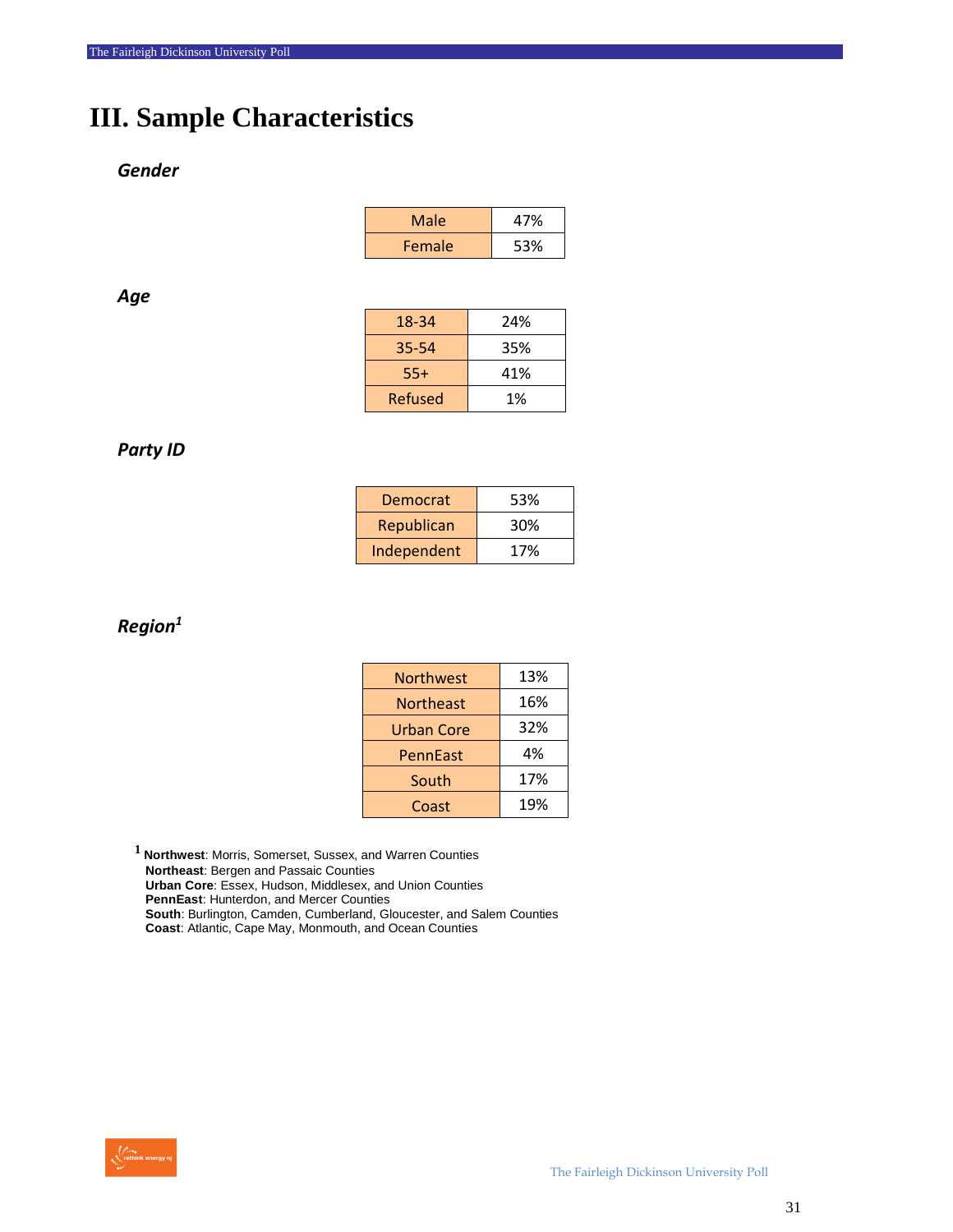# III. Sample Characteristics

***Gender***

| | |
|---|---|
| Male | 47% |
| Female | 53% |

***Age***

| | |
|---|---|
| 18-34 | 24% |
| 35-54 | 35% |
| 55+ | 41% |
| Refused | 1% |

***Party ID***

| | |
|---|---|
| Democrat | 53% |
| Republican | 30% |
| Independent | 17% |

***Region[1]***

| | |
|---|---|
| Northwest | 13% |
| Northeast | 16% |
| Urban Core | 32% |
| PennEast | 4% |
| South | 17% |
| Coast | 19% |

[1] **Northwest**: Morris, Somerset, Sussex, and Warren Counties
**Northeast**: Bergen and Passaic Counties
**Urban Core**: Essex, Hudson, Middlesex, and Union Counties
**PennEast**: Hunterdon, and Mercer Counties
**South**: Burlington, Camden, Cumberland, Gloucester, and Salem Counties
**Coast**: Atlantic, Cape May, Monmouth, and Ocean Counties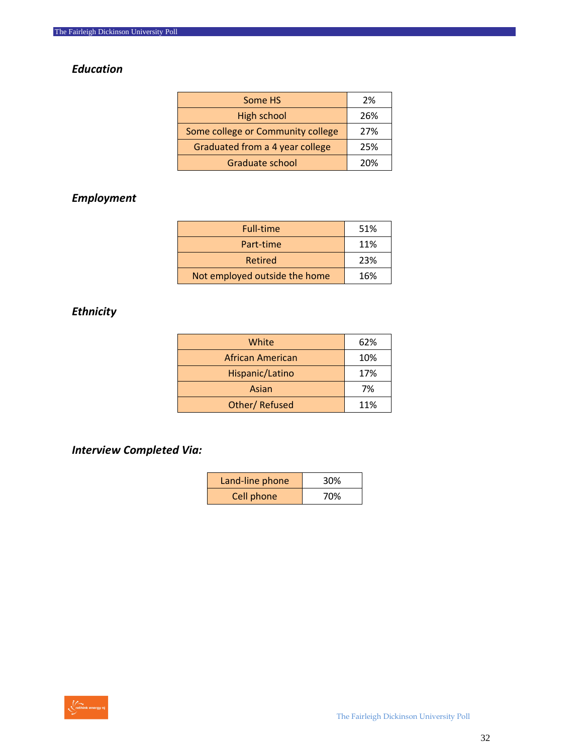### *Education*

| Some HS | 2% |
|---|---|
| High school | 26% |
| Some college or Community college | 27% |
| Graduated from a 4 year college | 25% |
| Graduate school | 20% |

### *Employment*

| Full-time | 51% |
|---|---|
| Part-time | 11% |
| Retired | 23% |
| Not employed outside the home | 16% |

### *Ethnicity*

| White | 62% |
|---|---|
| African American | 10% |
| Hispanic/Latino | 17% |
| Asian | 7% |
| Other/ Refused | 11% |

### *Interview Completed Via:*

| Land-line phone | 30% |
|---|---|
| Cell phone | 70% |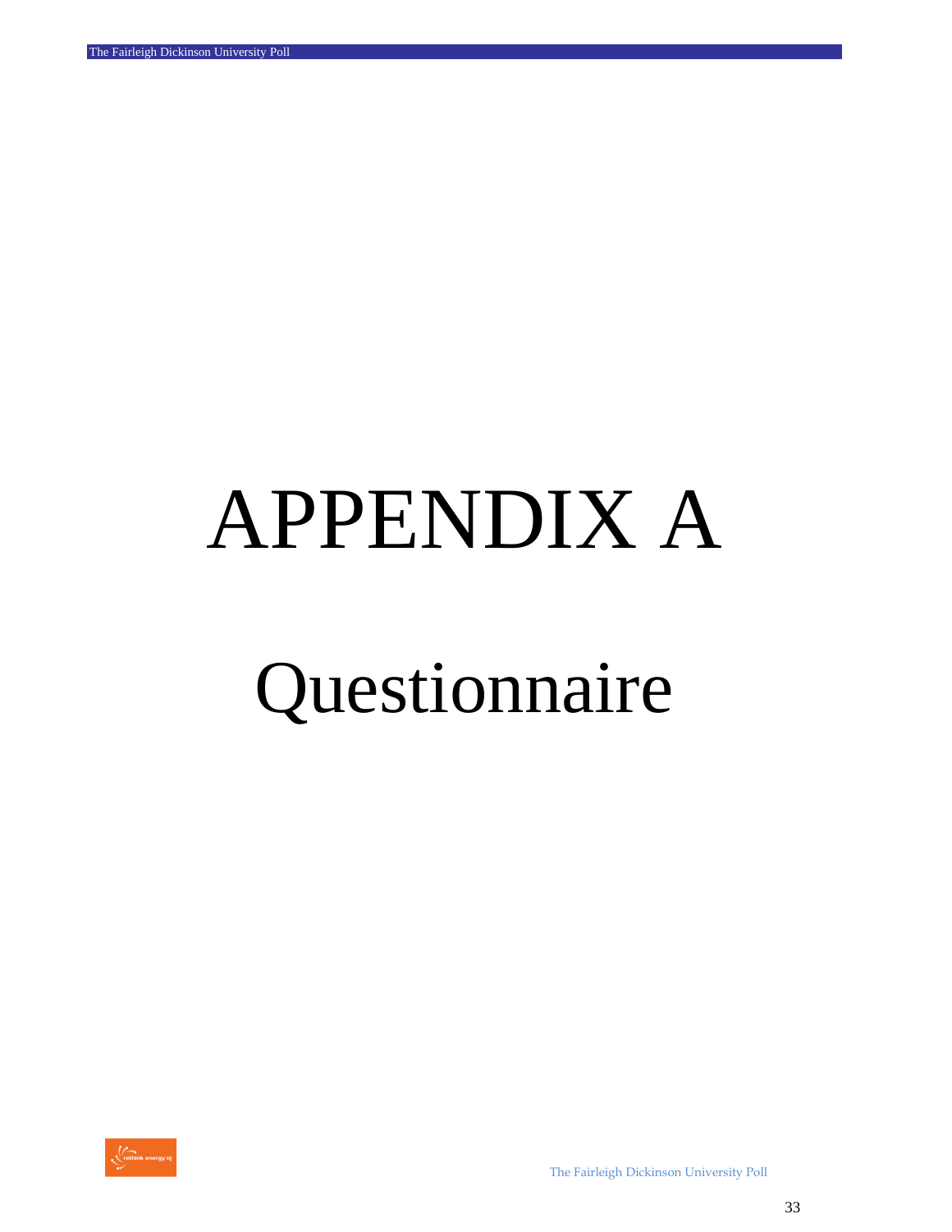# APPENDIX A

## Questionnaire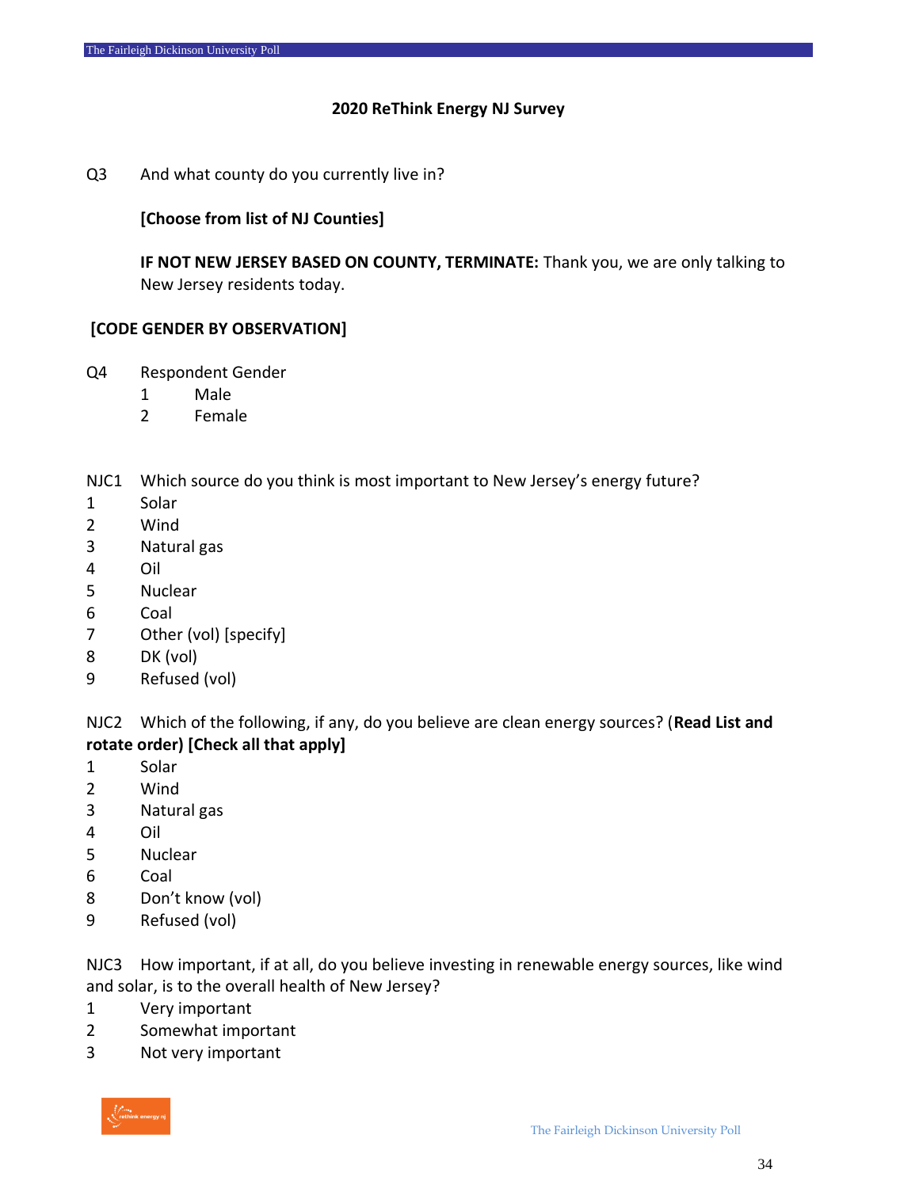**2020 ReThink Energy NJ Survey**

Q3 And what county do you currently live in?

**[Choose from list of NJ Counties]**

**IF NOT NEW JERSEY BASED ON COUNTY, TERMINATE:** Thank you, we are only talking to New Jersey residents today.

**[CODE GENDER BY OBSERVATION]**

Q4 Respondent Gender
1 Male
2 Female

NJC1 Which source do you think is most important to New Jersey's energy future?
1 Solar
2 Wind
3 Natural gas
4 Oil
5 Nuclear
6 Coal
7 Other (vol) [specify]
8 DK (vol)
9 Refused (vol)

NJC2 Which of the following, if any, do you believe are clean energy sources? (**Read List and rotate order) [Check all that apply]**
1 Solar
2 Wind
3 Natural gas
4 Oil
5 Nuclear
6 Coal
8 Don't know (vol)
9 Refused (vol)

NJC3 How important, if at all, do you believe investing in renewable energy sources, like wind and solar, is to the overall health of New Jersey?
1 Very important
2 Somewhat important
3 Not very important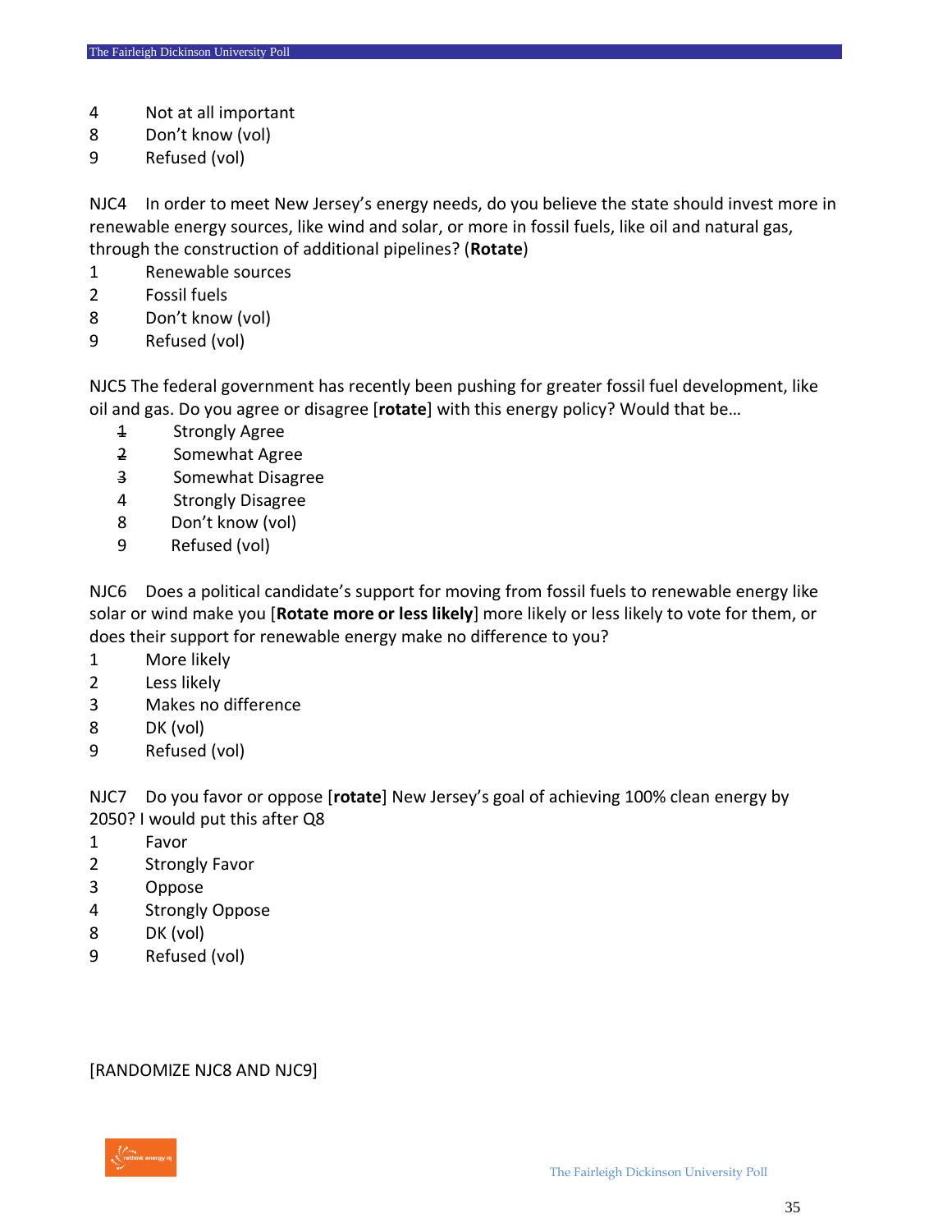4 Not at all important
8 Don't know (vol)
9 Refused (vol)

NJC4 In order to meet New Jersey's energy needs, do you believe the state should invest more in renewable energy sources, like wind and solar, or more in fossil fuels, like oil and natural gas, through the construction of additional pipelines? (**Rotate**)

1 Renewable sources
2 Fossil fuels
8 Don't know (vol)
9 Refused (vol)

NJC5 The federal government has recently been pushing for greater fossil fuel development, like oil and gas. Do you agree or disagree [**rotate**] with this energy policy? Would that be…

1 Strongly Agree
2 Somewhat Agree
3 Somewhat Disagree
4 Strongly Disagree
8 Don't know (vol)
9 Refused (vol)

NJC6 Does a political candidate's support for moving from fossil fuels to renewable energy like solar or wind make you [**Rotate more or less likely**] more likely or less likely to vote for them, or does their support for renewable energy make no difference to you?

1 More likely
2 Less likely
3 Makes no difference
8 DK (vol)
9 Refused (vol)

NJC7 Do you favor or oppose [**rotate**] New Jersey's goal of achieving 100% clean energy by 2050? I would put this after Q8

1 Favor
2 Strongly Favor
3 Oppose
4 Strongly Oppose
8 DK (vol)
9 Refused (vol)

[RANDOMIZE NJC8 AND NJC9]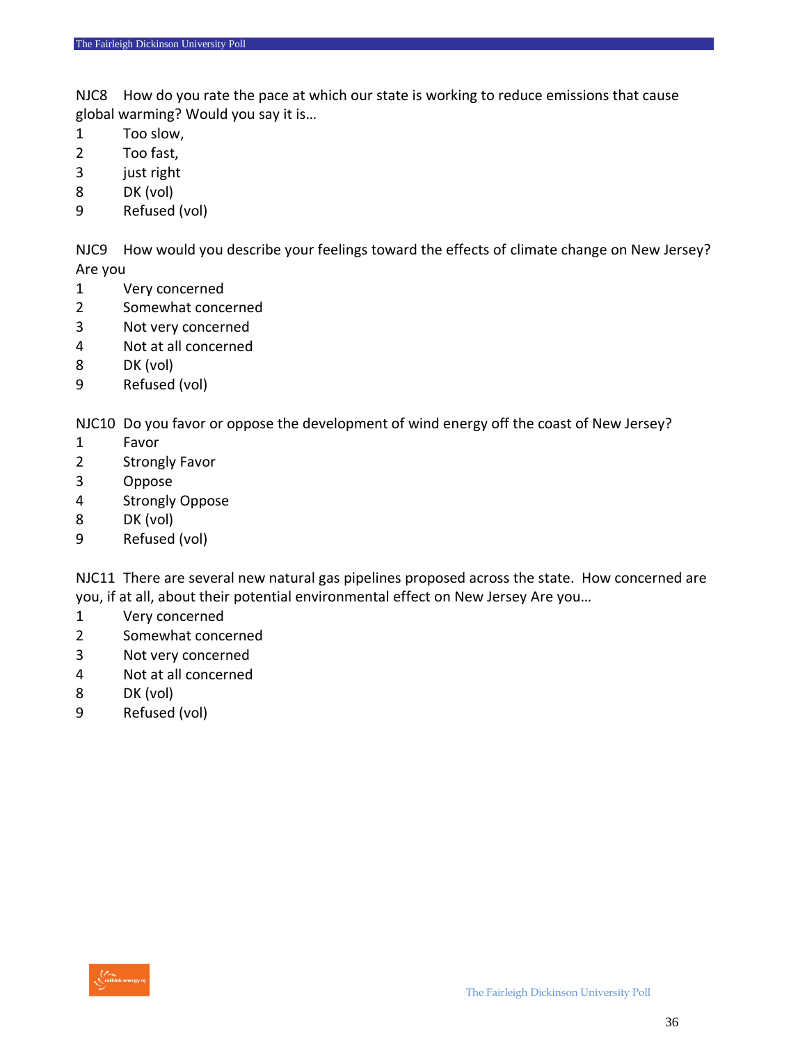NJC8 How do you rate the pace at which our state is working to reduce emissions that cause global warming? Would you say it is…

1 Too slow,
2 Too fast,
3 just right
8 DK (vol)
9 Refused (vol)

NJC9 How would you describe your feelings toward the effects of climate change on New Jersey? Are you

1 Very concerned
2 Somewhat concerned
3 Not very concerned
4 Not at all concerned
8 DK (vol)
9 Refused (vol)

NJC10 Do you favor or oppose the development of wind energy off the coast of New Jersey?

1 Favor
2 Strongly Favor
3 Oppose
4 Strongly Oppose
8 DK (vol)
9 Refused (vol)

NJC11 There are several new natural gas pipelines proposed across the state. How concerned are you, if at all, about their potential environmental effect on New Jersey Are you…

1 Very concerned
2 Somewhat concerned
3 Not very concerned
4 Not at all concerned
8 DK (vol)
9 Refused (vol)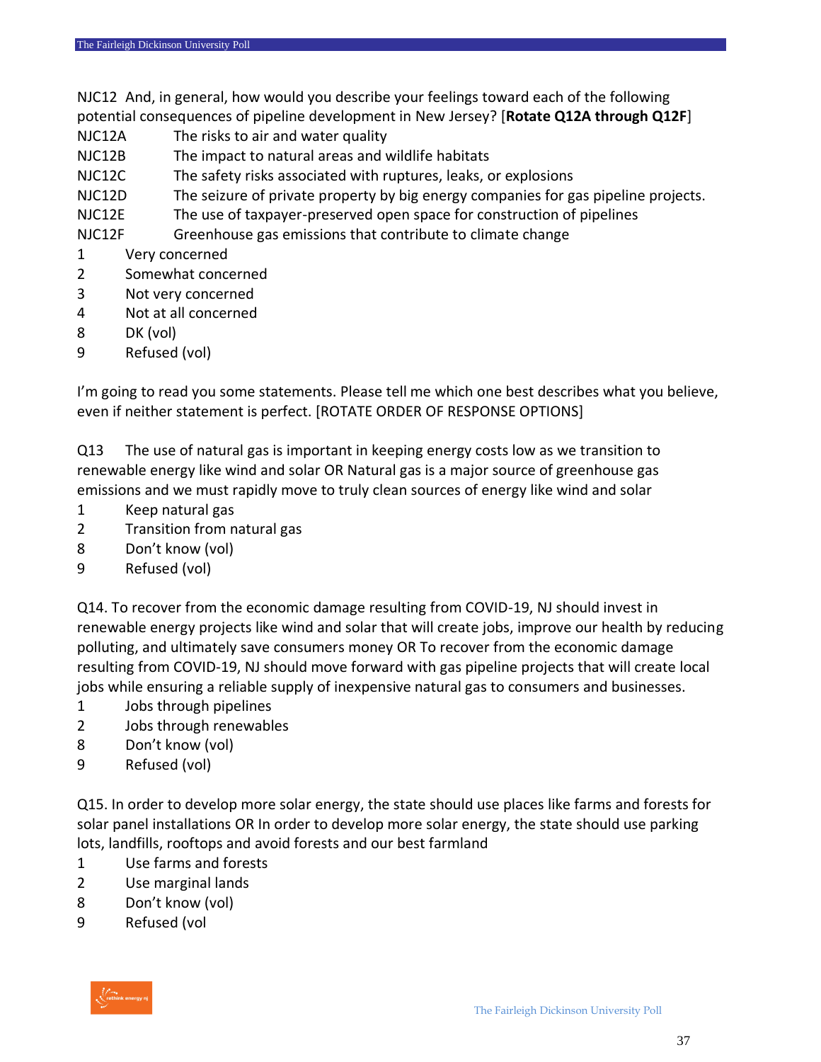NJC12 And, in general, how would you describe your feelings toward each of the following potential consequences of pipeline development in New Jersey? [**Rotate Q12A through Q12F**]

NJC12A The risks to air and water quality
NJC12B The impact to natural areas and wildlife habitats
NJC12C The safety risks associated with ruptures, leaks, or explosions
NJC12D The seizure of private property by big energy companies for gas pipeline projects.
NJC12E The use of taxpayer-preserved open space for construction of pipelines
NJC12F Greenhouse gas emissions that contribute to climate change

1 Very concerned
2 Somewhat concerned
3 Not very concerned
4 Not at all concerned
8 DK (vol)
9 Refused (vol)

I'm going to read you some statements. Please tell me which one best describes what you believe, even if neither statement is perfect. [ROTATE ORDER OF RESPONSE OPTIONS]

Q13 The use of natural gas is important in keeping energy costs low as we transition to renewable energy like wind and solar OR Natural gas is a major source of greenhouse gas emissions and we must rapidly move to truly clean sources of energy like wind and solar

1 Keep natural gas
2 Transition from natural gas
8 Don't know (vol)
9 Refused (vol)

Q14. To recover from the economic damage resulting from COVID-19, NJ should invest in renewable energy projects like wind and solar that will create jobs, improve our health by reducing polluting, and ultimately save consumers money OR To recover from the economic damage resulting from COVID-19, NJ should move forward with gas pipeline projects that will create local jobs while ensuring a reliable supply of inexpensive natural gas to consumers and businesses.

1 Jobs through pipelines
2 Jobs through renewables
8 Don't know (vol)
9 Refused (vol)

Q15. In order to develop more solar energy, the state should use places like farms and forests for solar panel installations OR In order to develop more solar energy, the state should use parking lots, landfills, rooftops and avoid forests and our best farmland

1 Use farms and forests
2 Use marginal lands
8 Don't know (vol)
9 Refused (vol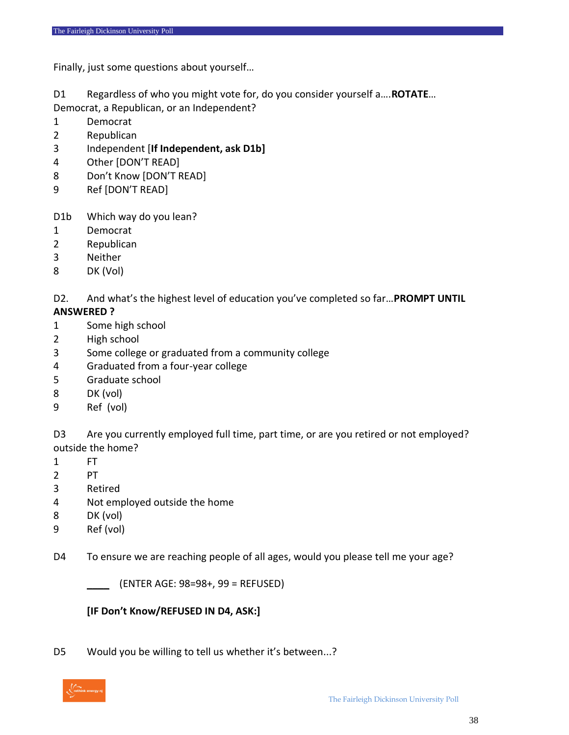Finally, just some questions about yourself…

D1 Regardless of who you might vote for, do you consider yourself a….**ROTATE**… Democrat, a Republican, or an Independent?

1 Democrat
2 Republican
3 Independent [**If Independent, ask D1b]**
4 Other [DON'T READ]
8 Don't Know [DON'T READ]
9 Ref [DON'T READ]

D1b Which way do you lean?

1 Democrat
2 Republican
3 Neither
8 DK (Vol)

D2. And what's the highest level of education you've completed so far…**PROMPT UNTIL ANSWERED ?**

1 Some high school
2 High school
3 Some college or graduated from a community college
4 Graduated from a four-year college
5 Graduate school
8 DK (vol)
9 Ref (vol)

D3 Are you currently employed full time, part time, or are you retired or not employed? outside the home?

1 FT
2 PT
3 Retired
4 Not employed outside the home
8 DK (vol)
9 Ref (vol)

D4 To ensure we are reaching people of all ages, would you please tell me your age?

____ (ENTER AGE: 98=98+, 99 = REFUSED)

**[IF Don't Know/REFUSED IN D4, ASK:]**

D5 Would you be willing to tell us whether it's between...?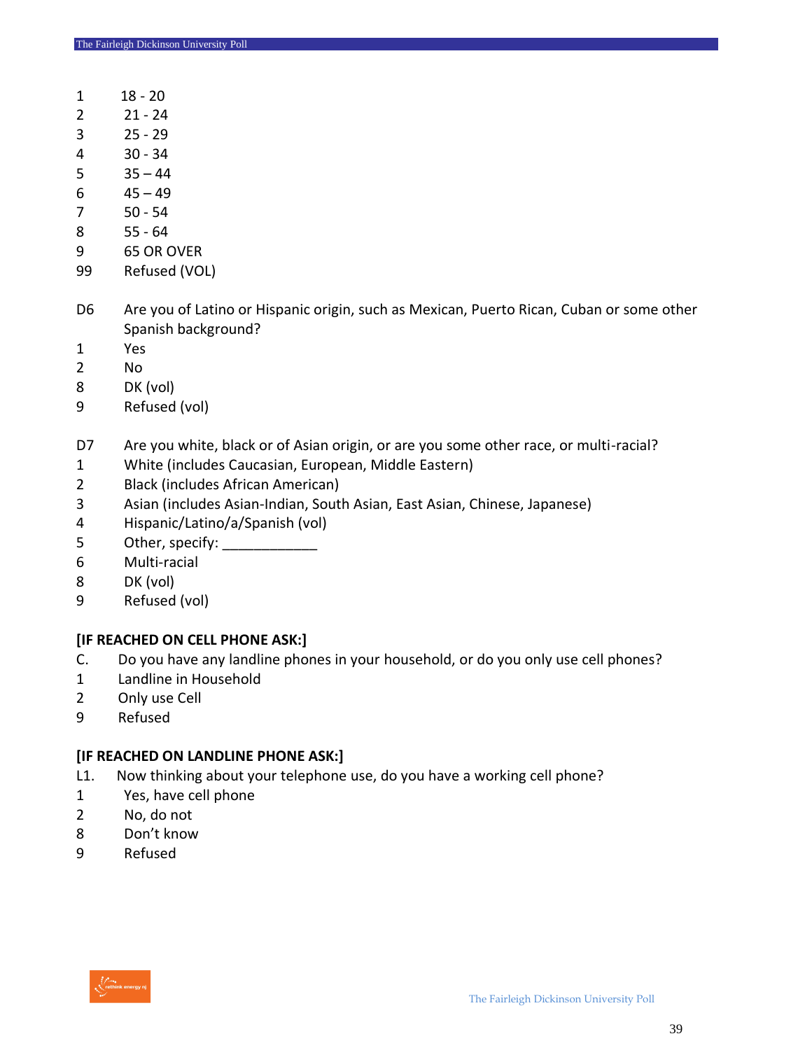1 18 - 20
2 21 - 24
3 25 - 29
4 30 - 34
5 35 – 44
6 45 – 49
7 50 - 54
8 55 - 64
9 65 OR OVER
99 Refused (VOL)

D6 Are you of Latino or Hispanic origin, such as Mexican, Puerto Rican, Cuban or some other Spanish background?

1 Yes
2 No
8 DK (vol)
9 Refused (vol)

D7 Are you white, black or of Asian origin, or are you some other race, or multi-racial?

1 White (includes Caucasian, European, Middle Eastern)
2 Black (includes African American)
3 Asian (includes Asian-Indian, South Asian, East Asian, Chinese, Japanese)
4 Hispanic/Latino/a/Spanish (vol)
5 Other, specify: ____________
6 Multi-racial
8 DK (vol)
9 Refused (vol)

**[IF REACHED ON CELL PHONE ASK:]**

C. Do you have any landline phones in your household, or do you only use cell phones?

1 Landline in Household
2 Only use Cell
9 Refused

**[IF REACHED ON LANDLINE PHONE ASK:]**

L1. Now thinking about your telephone use, do you have a working cell phone?

1 Yes, have cell phone
2 No, do not
8 Don't know
9 Refused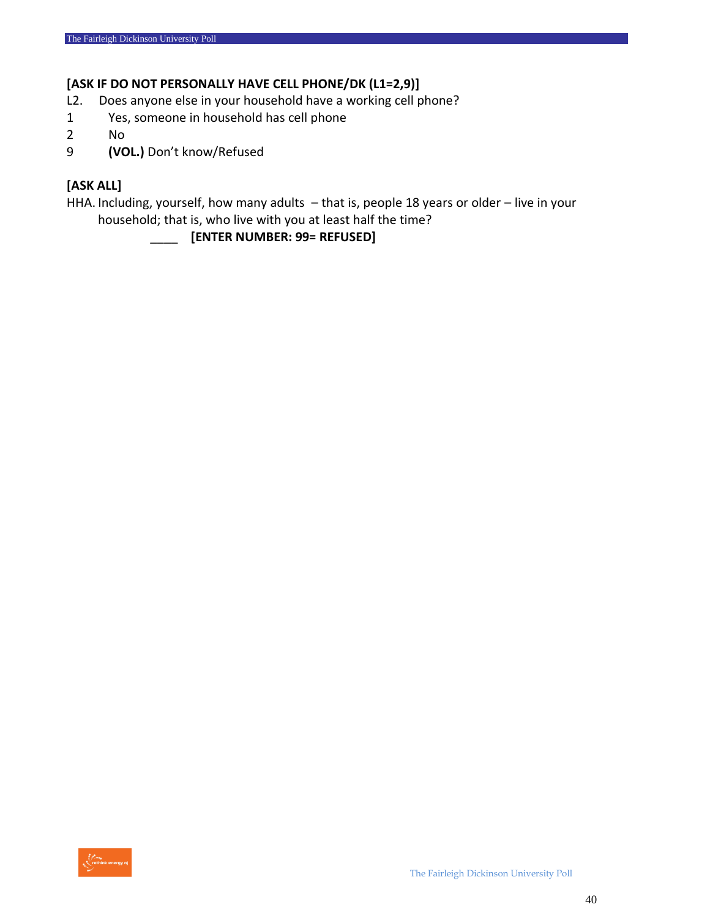**[ASK IF DO NOT PERSONALLY HAVE CELL PHONE/DK (L1=2,9)]**

L2. Does anyone else in your household have a working cell phone?

1 Yes, someone in household has cell phone

2 No

9 **(VOL.)** Don't know/Refused

**[ASK ALL]**

HHA. Including, yourself, how many adults – that is, people 18 years or older – live in your household; that is, who live with you at least half the time?

____ **[ENTER NUMBER: 99= REFUSED]**